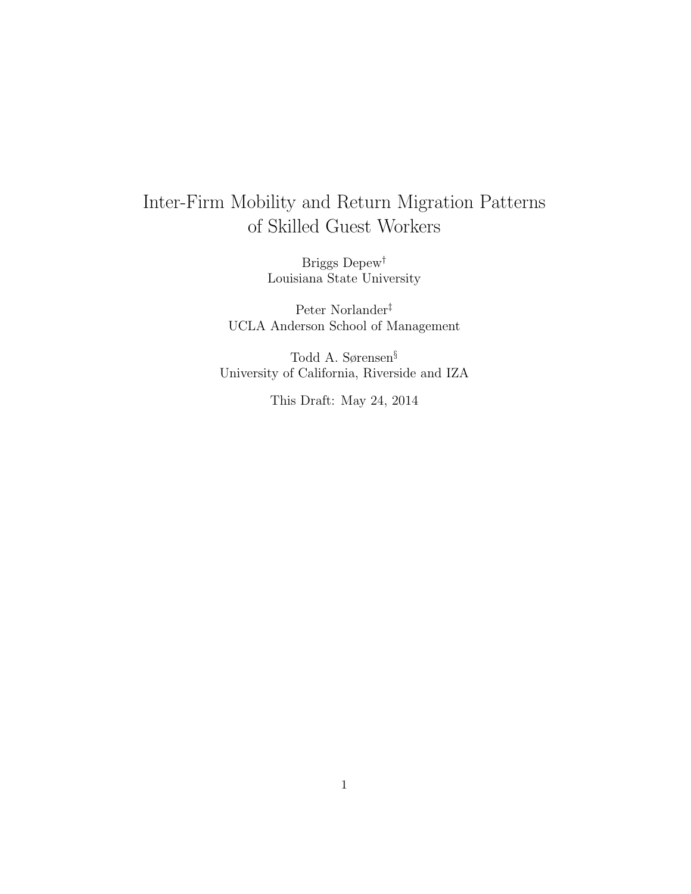# Inter-Firm Mobility and Return Migration Patterns of Skilled Guest Workers

Briggs Depew[†]
Louisiana State University

Peter Norlander[‡]
UCLA Anderson School of Management

Todd A. Sørensen[§]
University of California, Riverside and IZA

This Draft: May 24, 2014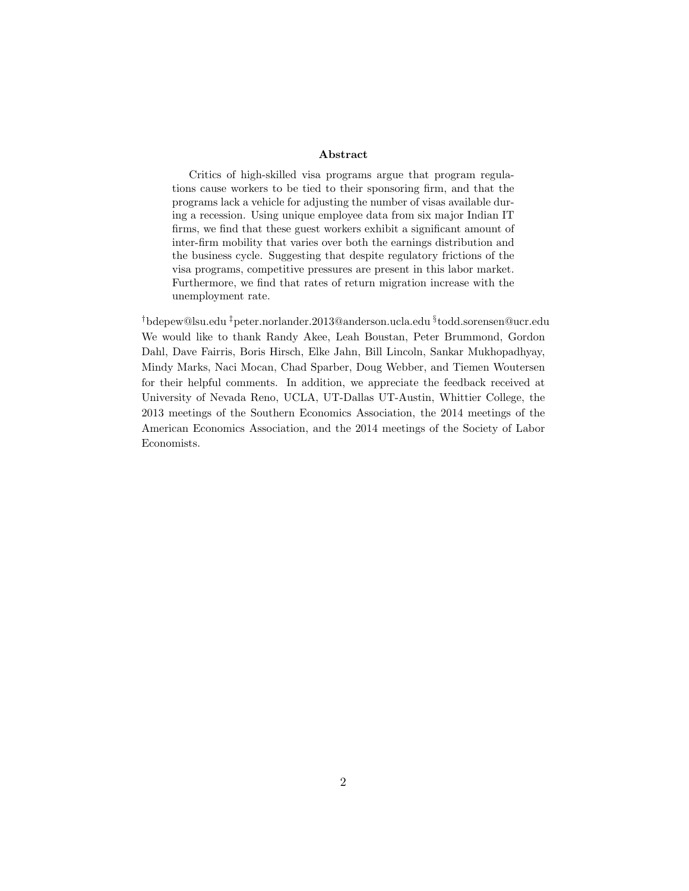### Abstract

Critics of high-skilled visa programs argue that program regulations cause workers to be tied to their sponsoring firm, and that the programs lack a vehicle for adjusting the number of visas available during a recession. Using unique employee data from six major Indian IT firms, we find that these guest workers exhibit a significant amount of inter-firm mobility that varies over both the earnings distribution and the business cycle. Suggesting that despite regulatory frictions of the visa programs, competitive pressures are present in this labor market. Furthermore, we find that rates of return migration increase with the unemployment rate.

[†]bdepew@lsu.edu [‡]peter.norlander.2013@anderson.ucla.edu [§]todd.sorensen@ucr.edu We would like to thank Randy Akee, Leah Boustan, Peter Brummond, Gordon Dahl, Dave Fairris, Boris Hirsch, Elke Jahn, Bill Lincoln, Sankar Mukhopadhyay, Mindy Marks, Naci Mocan, Chad Sparber, Doug Webber, and Tiemen Woutersen for their helpful comments. In addition, we appreciate the feedback received at University of Nevada Reno, UCLA, UT-Dallas UT-Austin, Whittier College, the 2013 meetings of the Southern Economics Association, the 2014 meetings of the American Economics Association, and the 2014 meetings of the Society of Labor Economists.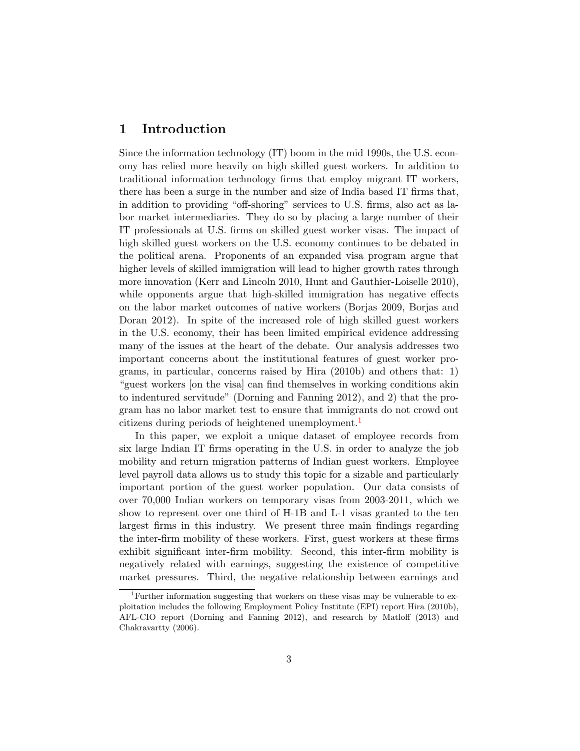# 1 Introduction

Since the information technology (IT) boom in the mid 1990s, the U.S. economy has relied more heavily on high skilled guest workers. In addition to traditional information technology firms that employ migrant IT workers, there has been a surge in the number and size of India based IT firms that, in addition to providing "off-shoring" services to U.S. firms, also act as labor market intermediaries. They do so by placing a large number of their IT professionals at U.S. firms on skilled guest worker visas. The impact of high skilled guest workers on the U.S. economy continues to be debated in the political arena. Proponents of an expanded visa program argue that higher levels of skilled immigration will lead to higher growth rates through more innovation (Kerr and Lincoln 2010, Hunt and Gauthier-Loiselle 2010), while opponents argue that high-skilled immigration has negative effects on the labor market outcomes of native workers (Borjas 2009, Borjas and Doran 2012). In spite of the increased role of high skilled guest workers in the U.S. economy, their has been limited empirical evidence addressing many of the issues at the heart of the debate. Our analysis addresses two important concerns about the institutional features of guest worker programs, in particular, concerns raised by Hira (2010b) and others that: 1) "guest workers [on the visa] can find themselves in working conditions akin to indentured servitude" (Dorning and Fanning 2012), and 2) that the program has no labor market test to ensure that immigrants do not crowd out citizens during periods of heightened unemployment.[1]

In this paper, we exploit a unique dataset of employee records from six large Indian IT firms operating in the U.S. in order to analyze the job mobility and return migration patterns of Indian guest workers. Employee level payroll data allows us to study this topic for a sizable and particularly important portion of the guest worker population. Our data consists of over 70,000 Indian workers on temporary visas from 2003-2011, which we show to represent over one third of H-1B and L-1 visas granted to the ten largest firms in this industry. We present three main findings regarding the inter-firm mobility of these workers. First, guest workers at these firms exhibit significant inter-firm mobility. Second, this inter-firm mobility is negatively related with earnings, suggesting the existence of competitive market pressures. Third, the negative relationship between earnings and

[1] Further information suggesting that workers on these visas may be vulnerable to exploitation includes the following Employment Policy Institute (EPI) report Hira (2010b), AFL-CIO report (Dorning and Fanning 2012), and research by Matloff (2013) and Chakravartty (2006).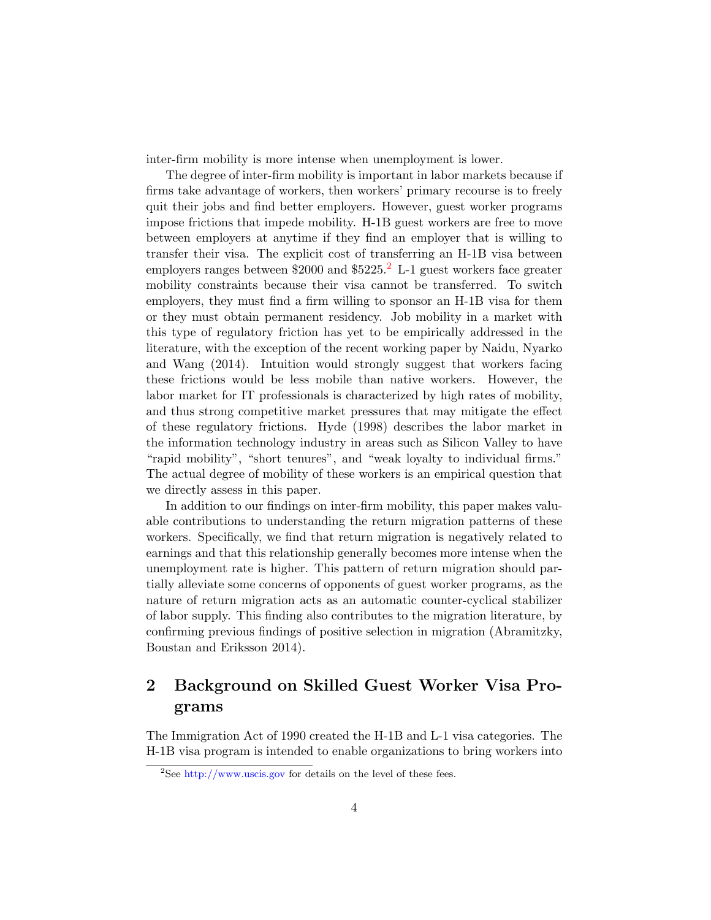inter-firm mobility is more intense when unemployment is lower.

The degree of inter-firm mobility is important in labor markets because if firms take advantage of workers, then workers' primary recourse is to freely quit their jobs and find better employers. However, guest worker programs impose frictions that impede mobility. H-1B guest workers are free to move between employers at anytime if they find an employer that is willing to transfer their visa. The explicit cost of transferring an H-1B visa between employers ranges between $2000 and $5225.[2] L-1 guest workers face greater mobility constraints because their visa cannot be transferred. To switch employers, they must find a firm willing to sponsor an H-1B visa for them or they must obtain permanent residency. Job mobility in a market with this type of regulatory friction has yet to be empirically addressed in the literature, with the exception of the recent working paper by Naidu, Nyarko and Wang (2014). Intuition would strongly suggest that workers facing these frictions would be less mobile than native workers. However, the labor market for IT professionals is characterized by high rates of mobility, and thus strong competitive market pressures that may mitigate the effect of these regulatory frictions. Hyde (1998) describes the labor market in the information technology industry in areas such as Silicon Valley to have "rapid mobility", "short tenures", and "weak loyalty to individual firms." The actual degree of mobility of these workers is an empirical question that we directly assess in this paper.

In addition to our findings on inter-firm mobility, this paper makes valuable contributions to understanding the return migration patterns of these workers. Specifically, we find that return migration is negatively related to earnings and that this relationship generally becomes more intense when the unemployment rate is higher. This pattern of return migration should partially alleviate some concerns of opponents of guest worker programs, as the nature of return migration acts as an automatic counter-cyclical stabilizer of labor supply. This finding also contributes to the migration literature, by confirming previous findings of positive selection in migration (Abramitzky, Boustan and Eriksson 2014).

## 2 Background on Skilled Guest Worker Visa Programs

The Immigration Act of 1990 created the H-1B and L-1 visa categories. The H-1B visa program is intended to enable organizations to bring workers into

[2] See http://www.uscis.gov for details on the level of these fees.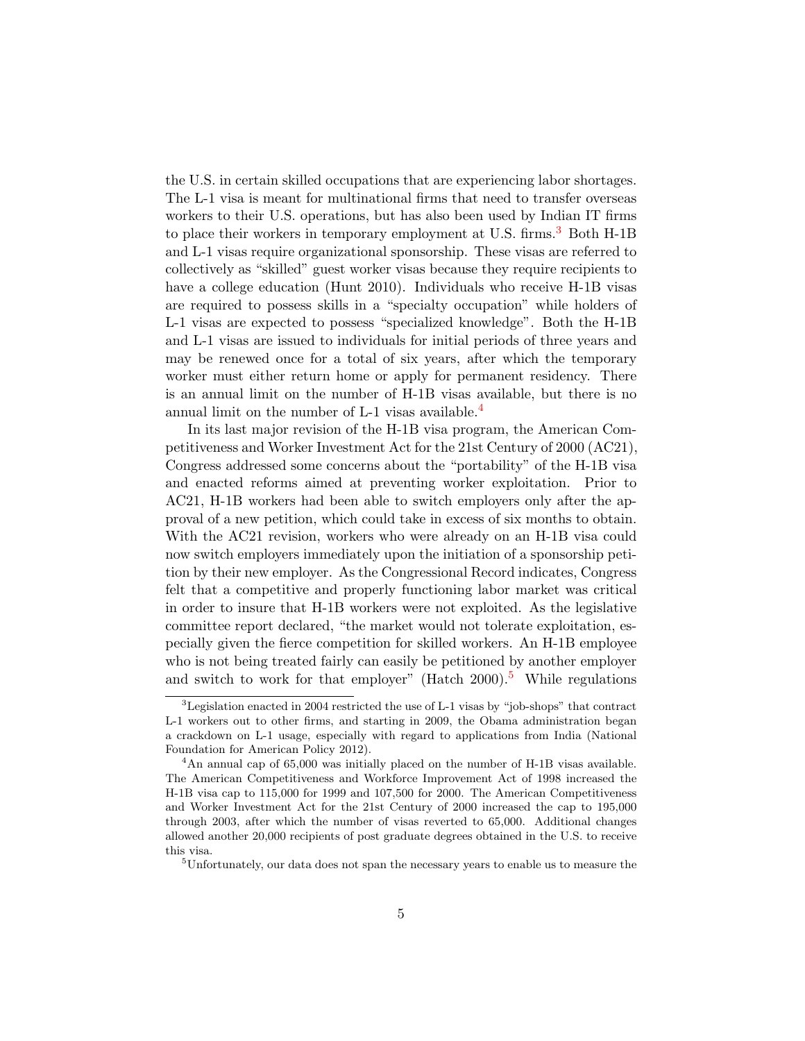the U.S. in certain skilled occupations that are experiencing labor shortages. The L-1 visa is meant for multinational firms that need to transfer overseas workers to their U.S. operations, but has also been used by Indian IT firms to place their workers in temporary employment at U.S. firms.[3] Both H-1B and L-1 visas require organizational sponsorship. These visas are referred to collectively as "skilled" guest worker visas because they require recipients to have a college education (Hunt 2010). Individuals who receive H-1B visas are required to possess skills in a "specialty occupation" while holders of L-1 visas are expected to possess "specialized knowledge". Both the H-1B and L-1 visas are issued to individuals for initial periods of three years and may be renewed once for a total of six years, after which the temporary worker must either return home or apply for permanent residency. There is an annual limit on the number of H-1B visas available, but there is no annual limit on the number of L-1 visas available.[4]

In its last major revision of the H-1B visa program, the American Competitiveness and Worker Investment Act for the 21st Century of 2000 (AC21), Congress addressed some concerns about the "portability" of the H-1B visa and enacted reforms aimed at preventing worker exploitation. Prior to AC21, H-1B workers had been able to switch employers only after the approval of a new petition, which could take in excess of six months to obtain. With the AC21 revision, workers who were already on an H-1B visa could now switch employers immediately upon the initiation of a sponsorship petition by their new employer. As the Congressional Record indicates, Congress felt that a competitive and properly functioning labor market was critical in order to insure that H-1B workers were not exploited. As the legislative committee report declared, "the market would not tolerate exploitation, especially given the fierce competition for skilled workers. An H-1B employee who is not being treated fairly can easily be petitioned by another employer and switch to work for that employer" (Hatch 2000).[5] While regulations

[3] Legislation enacted in 2004 restricted the use of L-1 visas by "job-shops" that contract L-1 workers out to other firms, and starting in 2009, the Obama administration began a crackdown on L-1 usage, especially with regard to applications from India (National Foundation for American Policy 2012).

[4] An annual cap of 65,000 was initially placed on the number of H-1B visas available. The American Competitiveness and Workforce Improvement Act of 1998 increased the H-1B visa cap to 115,000 for 1999 and 107,500 for 2000. The American Competitiveness and Worker Investment Act for the 21st Century of 2000 increased the cap to 195,000 through 2003, after which the number of visas reverted to 65,000. Additional changes allowed another 20,000 recipients of post graduate degrees obtained in the U.S. to receive this visa.

[5] Unfortunately, our data does not span the necessary years to enable us to measure the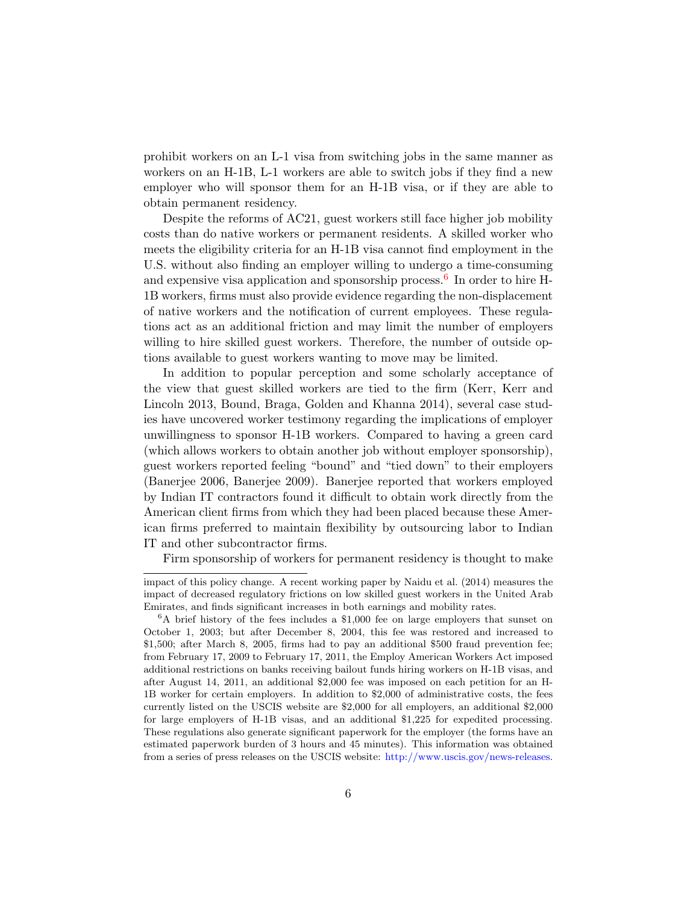prohibit workers on an L-1 visa from switching jobs in the same manner as workers on an H-1B, L-1 workers are able to switch jobs if they find a new employer who will sponsor them for an H-1B visa, or if they are able to obtain permanent residency.

Despite the reforms of AC21, guest workers still face higher job mobility costs than do native workers or permanent residents. A skilled worker who meets the eligibility criteria for an H-1B visa cannot find employment in the U.S. without also finding an employer willing to undergo a time-consuming and expensive visa application and sponsorship process.[6] In order to hire H-1B workers, firms must also provide evidence regarding the non-displacement of native workers and the notification of current employees. These regulations act as an additional friction and may limit the number of employers willing to hire skilled guest workers. Therefore, the number of outside options available to guest workers wanting to move may be limited.

In addition to popular perception and some scholarly acceptance of the view that guest skilled workers are tied to the firm (Kerr, Kerr and Lincoln 2013, Bound, Braga, Golden and Khanna 2014), several case studies have uncovered worker testimony regarding the implications of employer unwillingness to sponsor H-1B workers. Compared to having a green card (which allows workers to obtain another job without employer sponsorship), guest workers reported feeling "bound" and "tied down" to their employers (Banerjee 2006, Banerjee 2009). Banerjee reported that workers employed by Indian IT contractors found it difficult to obtain work directly from the American client firms from which they had been placed because these American firms preferred to maintain flexibility by outsourcing labor to Indian IT and other subcontractor firms.

Firm sponsorship of workers for permanent residency is thought to make

---

impact of this policy change. A recent working paper by Naidu et al. (2014) measures the impact of decreased regulatory frictions on low skilled guest workers in the United Arab Emirates, and finds significant increases in both earnings and mobility rates.

[6] A brief history of the fees includes a $1,000 fee on large employers that sunset on October 1, 2003; but after December 8, 2004, this fee was restored and increased to $1,500; after March 8, 2005, firms had to pay an additional $500 fraud prevention fee; from February 17, 2009 to February 17, 2011, the Employ American Workers Act imposed additional restrictions on banks receiving bailout funds hiring workers on H-1B visas, and after August 14, 2011, an additional $2,000 fee was imposed on each petition for an H-1B worker for certain employers. In addition to $2,000 of administrative costs, the fees currently listed on the USCIS website are $2,000 for all employers, an additional $2,000 for large employers of H-1B visas, and an additional $1,225 for expedited processing. These regulations also generate significant paperwork for the employer (the forms have an estimated paperwork burden of 3 hours and 45 minutes). This information was obtained from a series of press releases on the USCIS website: http://www.uscis.gov/news-releases.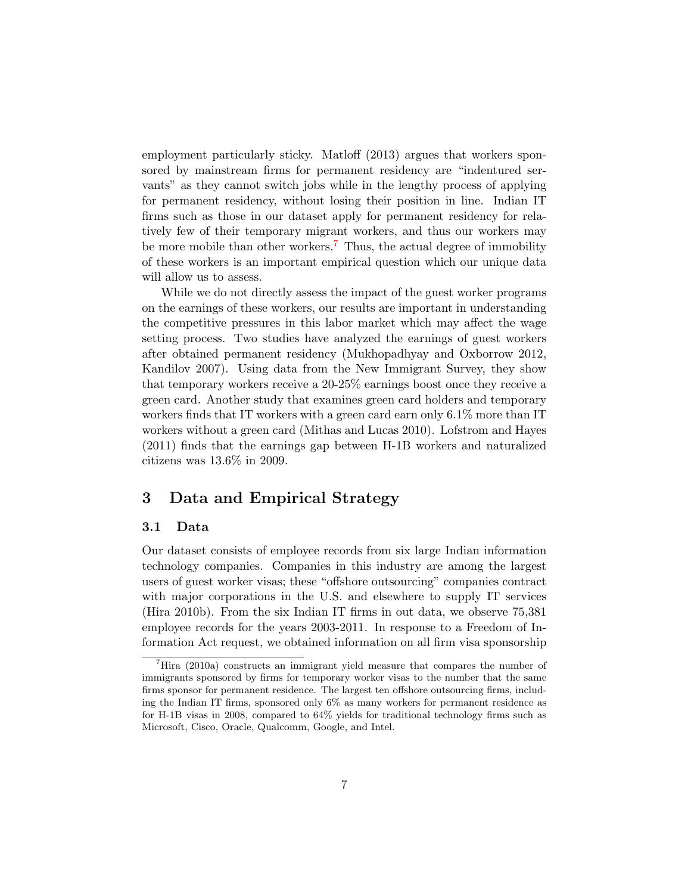employment particularly sticky. Matloff (2013) argues that workers sponsored by mainstream firms for permanent residency are "indentured servants" as they cannot switch jobs while in the lengthy process of applying for permanent residency, without losing their position in line. Indian IT firms such as those in our dataset apply for permanent residency for relatively few of their temporary migrant workers, and thus our workers may be more mobile than other workers.[7] Thus, the actual degree of immobility of these workers is an important empirical question which our unique data will allow us to assess.

While we do not directly assess the impact of the guest worker programs on the earnings of these workers, our results are important in understanding the competitive pressures in this labor market which may affect the wage setting process. Two studies have analyzed the earnings of guest workers after obtained permanent residency (Mukhopadhyay and Oxborrow 2012, Kandilov 2007). Using data from the New Immigrant Survey, they show that temporary workers receive a 20-25% earnings boost once they receive a green card. Another study that examines green card holders and temporary workers finds that IT workers with a green card earn only 6.1% more than IT workers without a green card (Mithas and Lucas 2010). Lofstrom and Hayes (2011) finds that the earnings gap between H-1B workers and naturalized citizens was 13.6% in 2009.

## 3 Data and Empirical Strategy

### 3.1 Data

Our dataset consists of employee records from six large Indian information technology companies. Companies in this industry are among the largest users of guest worker visas; these "offshore outsourcing" companies contract with major corporations in the U.S. and elsewhere to supply IT services (Hira 2010b). From the six Indian IT firms in out data, we observe 75,381 employee records for the years 2003-2011. In response to a Freedom of Information Act request, we obtained information on all firm visa sponsorship

[7] Hira (2010a) constructs an immigrant yield measure that compares the number of immigrants sponsored by firms for temporary worker visas to the number that the same firms sponsor for permanent residence. The largest ten offshore outsourcing firms, including the Indian IT firms, sponsored only 6% as many workers for permanent residence as for H-1B visas in 2008, compared to 64% yields for traditional technology firms such as Microsoft, Cisco, Oracle, Qualcomm, Google, and Intel.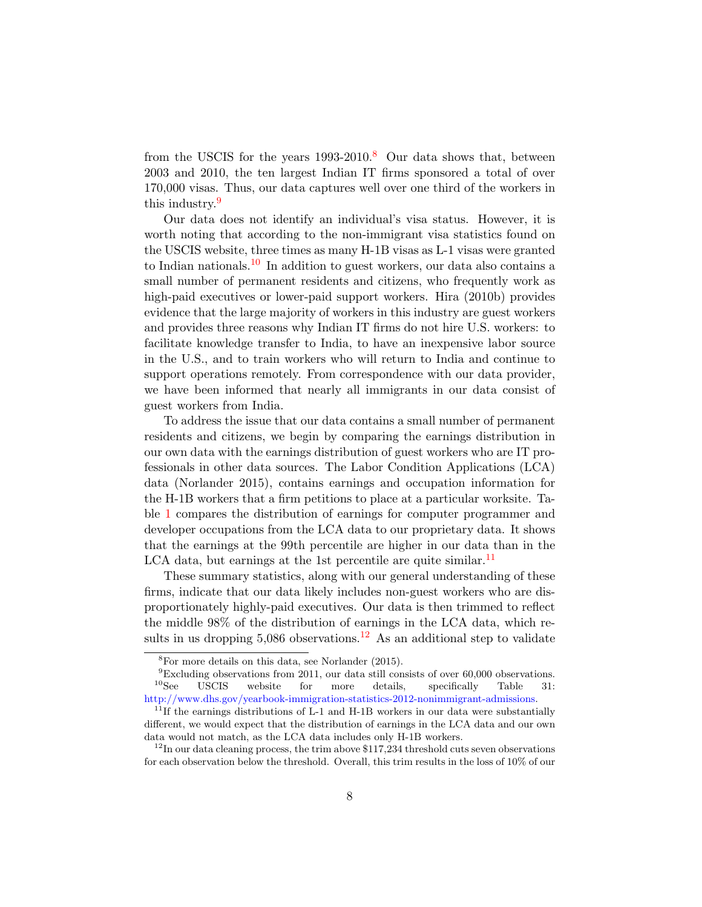from the USCIS for the years 1993-2010.[8] Our data shows that, between 2003 and 2010, the ten largest Indian IT firms sponsored a total of over 170,000 visas. Thus, our data captures well over one third of the workers in this industry.[9]

Our data does not identify an individual's visa status. However, it is worth noting that according to the non-immigrant visa statistics found on the USCIS website, three times as many H-1B visas as L-1 visas were granted to Indian nationals.[10] In addition to guest workers, our data also contains a small number of permanent residents and citizens, who frequently work as high-paid executives or lower-paid support workers. Hira (2010b) provides evidence that the large majority of workers in this industry are guest workers and provides three reasons why Indian IT firms do not hire U.S. workers: to facilitate knowledge transfer to India, to have an inexpensive labor source in the U.S., and to train workers who will return to India and continue to support operations remotely. From correspondence with our data provider, we have been informed that nearly all immigrants in our data consist of guest workers from India.

To address the issue that our data contains a small number of permanent residents and citizens, we begin by comparing the earnings distribution in our own data with the earnings distribution of guest workers who are IT professionals in other data sources. The Labor Condition Applications (LCA) data (Norlander 2015), contains earnings and occupation information for the H-1B workers that a firm petitions to place at a particular worksite. Table 1 compares the distribution of earnings for computer programmer and developer occupations from the LCA data to our proprietary data. It shows that the earnings at the 99th percentile are higher in our data than in the LCA data, but earnings at the 1st percentile are quite similar.[11]

These summary statistics, along with our general understanding of these firms, indicate that our data likely includes non-guest workers who are disproportionately highly-paid executives. Our data is then trimmed to reflect the middle 98% of the distribution of earnings in the LCA data, which results in us dropping 5,086 observations.[12] As an additional step to validate

---

[8] For more details on this data, see Norlander (2015).

[9] Excluding observations from 2011, our data still consists of over 60,000 observations.

[10] See USCIS website for more details, specifically Table 31: http://www.dhs.gov/yearbook-immigration-statistics-2012-nonimmigrant-admissions.

[11] If the earnings distributions of L-1 and H-1B workers in our data were substantially different, we would expect that the distribution of earnings in the LCA data and our own data would not match, as the LCA data includes only H-1B workers.

[12] In our data cleaning process, the trim above $117,234 threshold cuts seven observations for each observation below the threshold. Overall, this trim results in the loss of 10% of our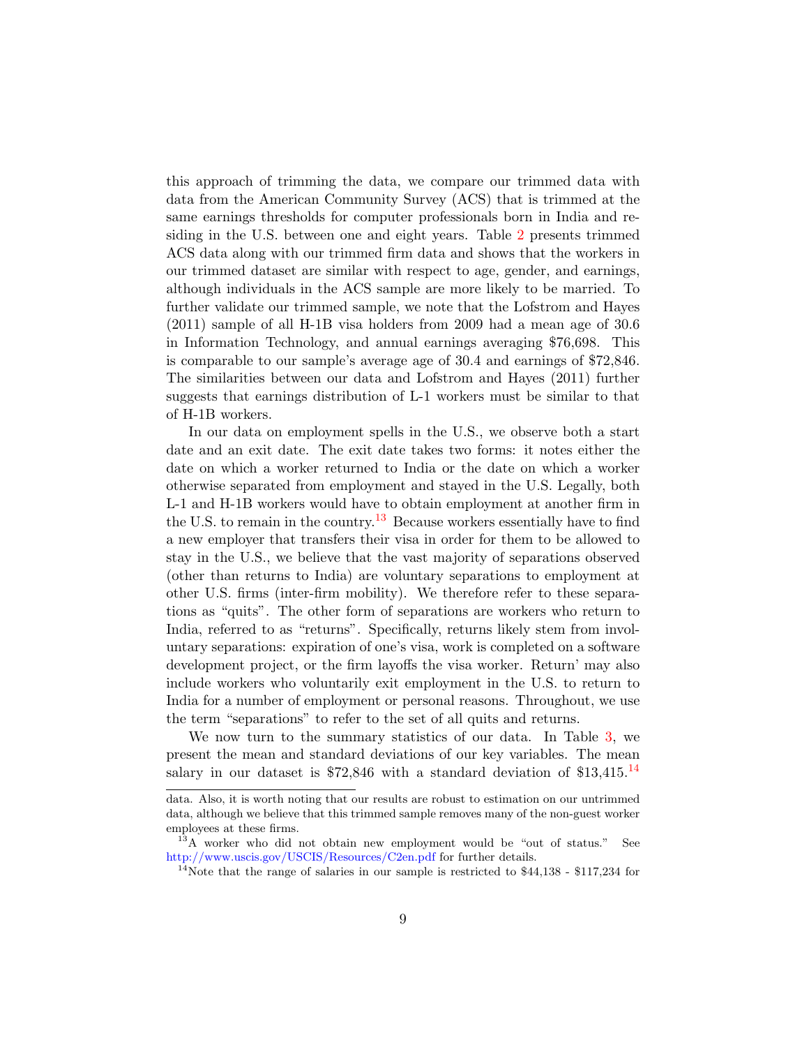this approach of trimming the data, we compare our trimmed data with data from the American Community Survey (ACS) that is trimmed at the same earnings thresholds for computer professionals born in India and residing in the U.S. between one and eight years. Table 2 presents trimmed ACS data along with our trimmed firm data and shows that the workers in our trimmed dataset are similar with respect to age, gender, and earnings, although individuals in the ACS sample are more likely to be married. To further validate our trimmed sample, we note that the Lofstrom and Hayes (2011) sample of all H-1B visa holders from 2009 had a mean age of 30.6 in Information Technology, and annual earnings averaging $76,698. This is comparable to our sample's average age of 30.4 and earnings of $72,846. The similarities between our data and Lofstrom and Hayes (2011) further suggests that earnings distribution of L-1 workers must be similar to that of H-1B workers.

In our data on employment spells in the U.S., we observe both a start date and an exit date. The exit date takes two forms: it notes either the date on which a worker returned to India or the date on which a worker otherwise separated from employment and stayed in the U.S. Legally, both L-1 and H-1B workers would have to obtain employment at another firm in the U.S. to remain in the country.[13] Because workers essentially have to find a new employer that transfers their visa in order for them to be allowed to stay in the U.S., we believe that the vast majority of separations observed (other than returns to India) are voluntary separations to employment at other U.S. firms (inter-firm mobility). We therefore refer to these separations as "quits". The other form of separations are workers who return to India, referred to as "returns". Specifically, returns likely stem from involuntary separations: expiration of one's visa, work is completed on a software development project, or the firm layoffs the visa worker. Return' may also include workers who voluntarily exit employment in the U.S. to return to India for a number of employment or personal reasons. Throughout, we use the term "separations" to refer to the set of all quits and returns.

We now turn to the summary statistics of our data. In Table 3, we present the mean and standard deviations of our key variables. The mean salary in our dataset is $72,846 with a standard deviation of $13,415.[14]

data. Also, it is worth noting that our results are robust to estimation on our untrimmed data, although we believe that this trimmed sample removes many of the non-guest worker employees at these firms.

[13] A worker who did not obtain new employment would be "out of status." See http://www.uscis.gov/USCIS/Resources/C2en.pdf for further details.

[14] Note that the range of salaries in our sample is restricted to $44,138 - $117,234 for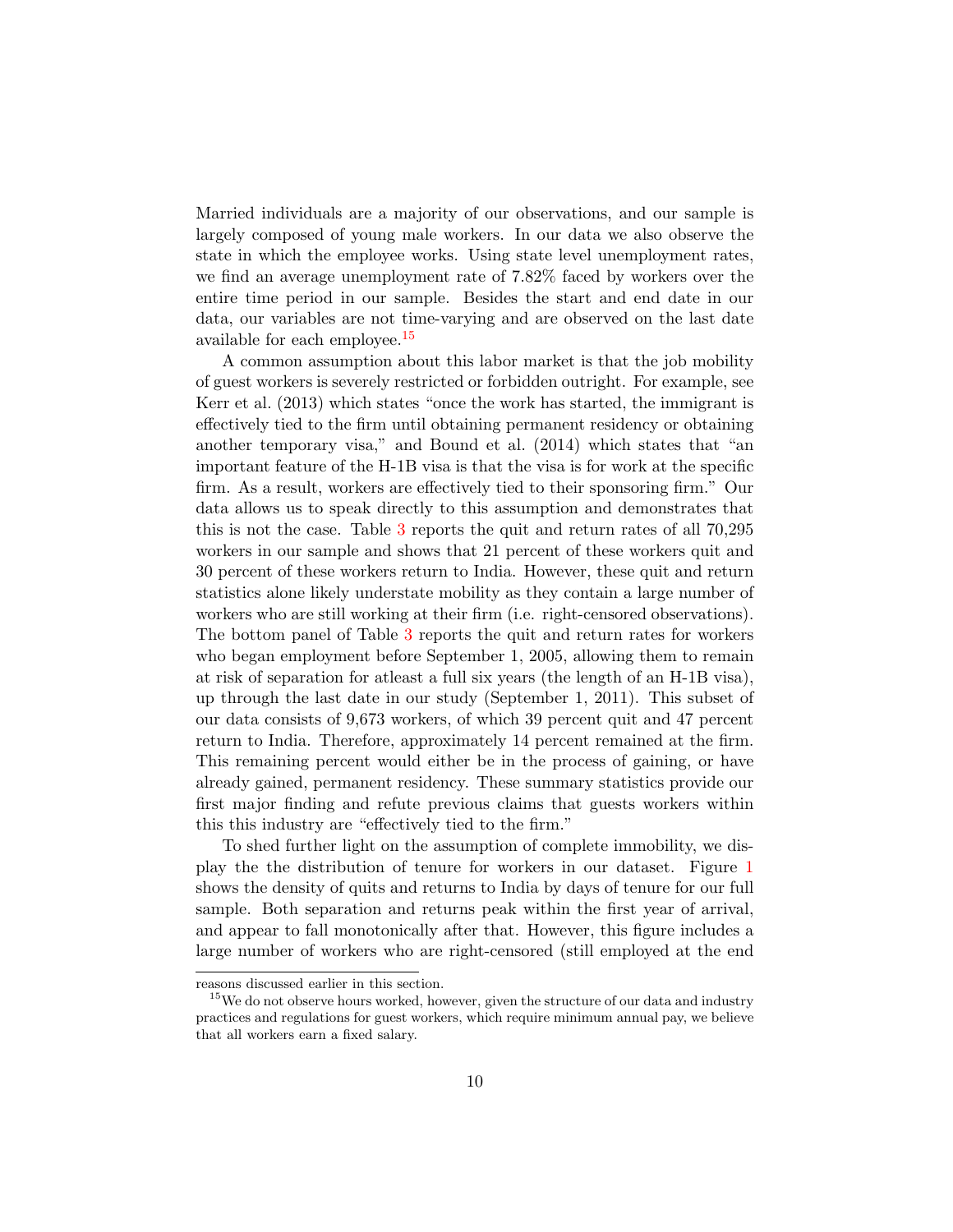Married individuals are a majority of our observations, and our sample is largely composed of young male workers. In our data we also observe the state in which the employee works. Using state level unemployment rates, we find an average unemployment rate of 7.82% faced by workers over the entire time period in our sample. Besides the start and end date in our data, our variables are not time-varying and are observed on the last date available for each employee.[15]

A common assumption about this labor market is that the job mobility of guest workers is severely restricted or forbidden outright. For example, see Kerr et al. (2013) which states "once the work has started, the immigrant is effectively tied to the firm until obtaining permanent residency or obtaining another temporary visa," and Bound et al. (2014) which states that "an important feature of the H-1B visa is that the visa is for work at the specific firm. As a result, workers are effectively tied to their sponsoring firm." Our data allows us to speak directly to this assumption and demonstrates that this is not the case. Table 3 reports the quit and return rates of all 70,295 workers in our sample and shows that 21 percent of these workers quit and 30 percent of these workers return to India. However, these quit and return statistics alone likely understate mobility as they contain a large number of workers who are still working at their firm (i.e. right-censored observations). The bottom panel of Table 3 reports the quit and return rates for workers who began employment before September 1, 2005, allowing them to remain at risk of separation for atleast a full six years (the length of an H-1B visa), up through the last date in our study (September 1, 2011). This subset of our data consists of 9,673 workers, of which 39 percent quit and 47 percent return to India. Therefore, approximately 14 percent remained at the firm. This remaining percent would either be in the process of gaining, or have already gained, permanent residency. These summary statistics provide our first major finding and refute previous claims that guests workers within this this industry are "effectively tied to the firm."

To shed further light on the assumption of complete immobility, we display the the distribution of tenure for workers in our dataset. Figure 1 shows the density of quits and returns to India by days of tenure for our full sample. Both separation and returns peak within the first year of arrival, and appear to fall monotonically after that. However, this figure includes a large number of workers who are right-censored (still employed at the end

---

reasons discussed earlier in this section.

[15] We do not observe hours worked, however, given the structure of our data and industry practices and regulations for guest workers, which require minimum annual pay, we believe that all workers earn a fixed salary.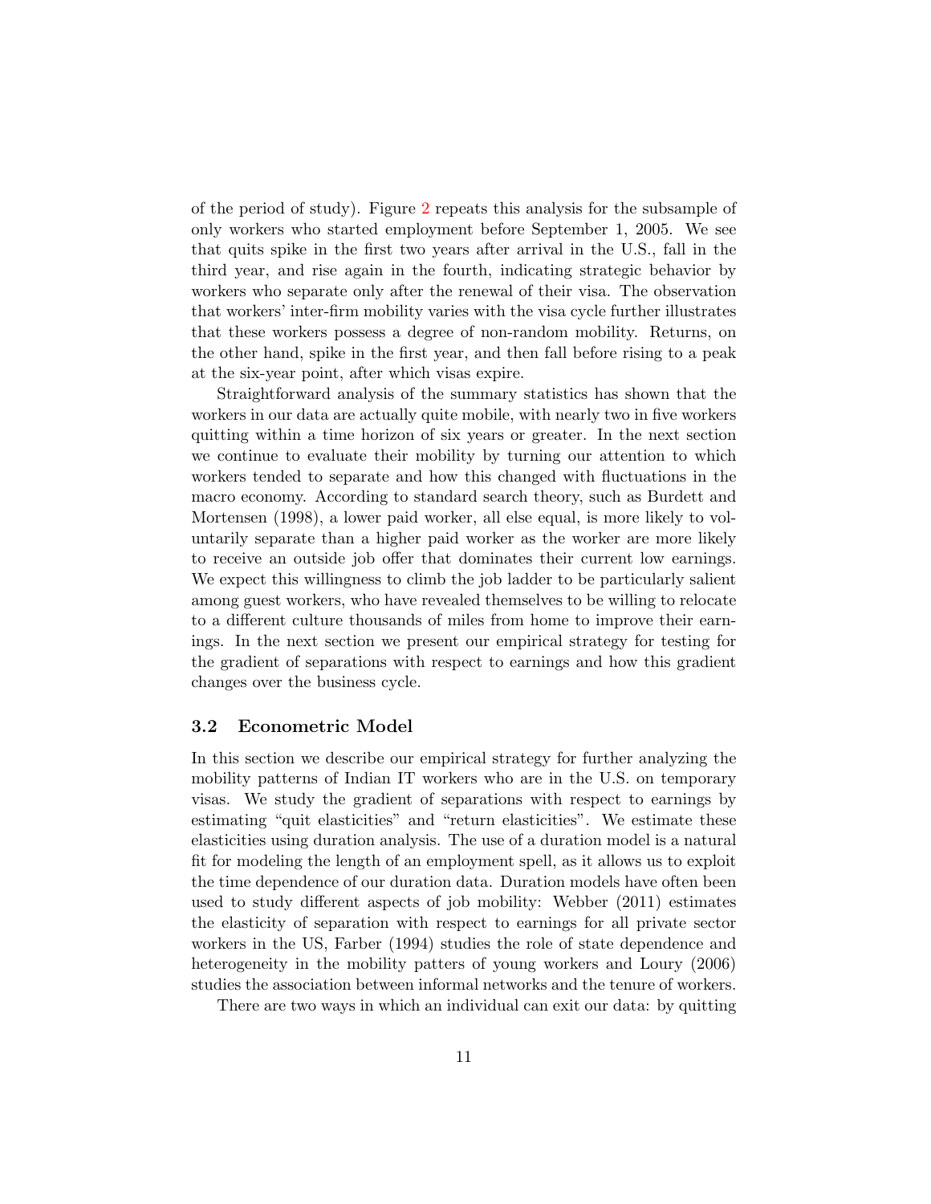of the period of study). Figure 2 repeats this analysis for the subsample of only workers who started employment before September 1, 2005. We see that quits spike in the first two years after arrival in the U.S., fall in the third year, and rise again in the fourth, indicating strategic behavior by workers who separate only after the renewal of their visa. The observation that workers' inter-firm mobility varies with the visa cycle further illustrates that these workers possess a degree of non-random mobility. Returns, on the other hand, spike in the first year, and then fall before rising to a peak at the six-year point, after which visas expire.

Straightforward analysis of the summary statistics has shown that the workers in our data are actually quite mobile, with nearly two in five workers quitting within a time horizon of six years or greater. In the next section we continue to evaluate their mobility by turning our attention to which workers tended to separate and how this changed with fluctuations in the macro economy. According to standard search theory, such as Burdett and Mortensen (1998), a lower paid worker, all else equal, is more likely to voluntarily separate than a higher paid worker as the worker are more likely to receive an outside job offer that dominates their current low earnings. We expect this willingness to climb the job ladder to be particularly salient among guest workers, who have revealed themselves to be willing to relocate to a different culture thousands of miles from home to improve their earnings. In the next section we present our empirical strategy for testing for the gradient of separations with respect to earnings and how this gradient changes over the business cycle.

### 3.2 Econometric Model

In this section we describe our empirical strategy for further analyzing the mobility patterns of Indian IT workers who are in the U.S. on temporary visas. We study the gradient of separations with respect to earnings by estimating "quit elasticities" and "return elasticities". We estimate these elasticities using duration analysis. The use of a duration model is a natural fit for modeling the length of an employment spell, as it allows us to exploit the time dependence of our duration data. Duration models have often been used to study different aspects of job mobility: Webber (2011) estimates the elasticity of separation with respect to earnings for all private sector workers in the US, Farber (1994) studies the role of state dependence and heterogeneity in the mobility patters of young workers and Loury (2006) studies the association between informal networks and the tenure of workers.

There are two ways in which an individual can exit our data: by quitting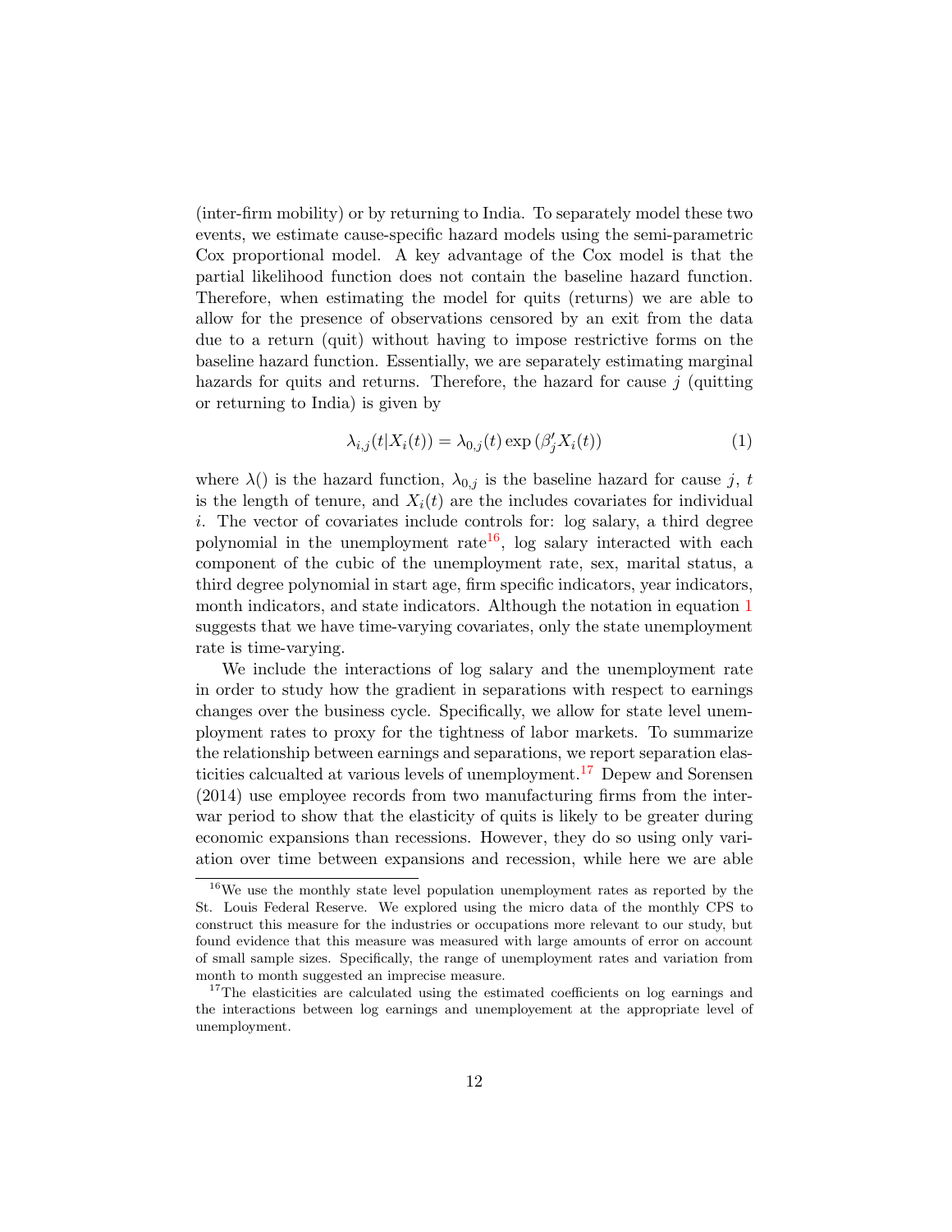(inter-firm mobility) or by returning to India. To separately model these two events, we estimate cause-specific hazard models using the semi-parametric Cox proportional model. A key advantage of the Cox model is that the partial likelihood function does not contain the baseline hazard function. Therefore, when estimating the model for quits (returns) we are able to allow for the presence of observations censored by an exit from the data due to a return (quit) without having to impose restrictive forms on the baseline hazard function. Essentially, we are separately estimating marginal hazards for quits and returns. Therefore, the hazard for cause $j$ (quitting or returning to India) is given by

$$\lambda_{i,j}(t|X_i(t)) = \lambda_{0,j}(t) \exp\left(\beta_j' X_i(t)\right) \tag{1}$$

where $\lambda()$ is the hazard function, $\lambda_{0,j}$ is the baseline hazard for cause $j$, $t$ is the length of tenure, and $X_i(t)$ are the includes covariates for individual $i$. The vector of covariates include controls for: log salary, a third degree polynomial in the unemployment rate[16], log salary interacted with each component of the cubic of the unemployment rate, sex, marital status, a third degree polynomial in start age, firm specific indicators, year indicators, month indicators, and state indicators. Although the notation in equation 1 suggests that we have time-varying covariates, only the state unemployment rate is time-varying.

We include the interactions of log salary and the unemployment rate in order to study how the gradient in separations with respect to earnings changes over the business cycle. Specifically, we allow for state level unemployment rates to proxy for the tightness of labor markets. To summarize the relationship between earnings and separations, we report separation elasticities calcualted at various levels of unemployment.[17] Depew and Sorensen (2014) use employee records from two manufacturing firms from the interwar period to show that the elasticity of quits is likely to be greater during economic expansions than recessions. However, they do so using only variation over time between expansions and recession, while here we are able

[16] We use the monthly state level population unemployment rates as reported by the St. Louis Federal Reserve. We explored using the micro data of the monthly CPS to construct this measure for the industries or occupations more relevant to our study, but found evidence that this measure was measured with large amounts of error on account of small sample sizes. Specifically, the range of unemployment rates and variation from month to month suggested an imprecise measure.

[17] The elasticities are calculated using the estimated coefficients on log earnings and the interactions between log earnings and unemployement at the appropriate level of unemployment.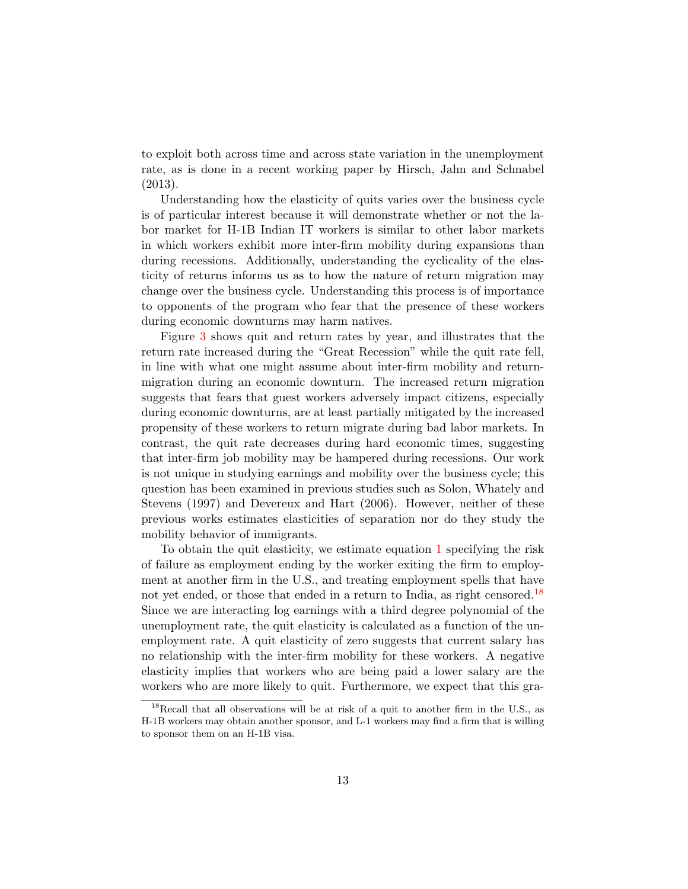to exploit both across time and across state variation in the unemployment rate, as is done in a recent working paper by Hirsch, Jahn and Schnabel (2013).

Understanding how the elasticity of quits varies over the business cycle is of particular interest because it will demonstrate whether or not the labor market for H-1B Indian IT workers is similar to other labor markets in which workers exhibit more inter-firm mobility during expansions than during recessions. Additionally, understanding the cyclicality of the elasticity of returns informs us as to how the nature of return migration may change over the business cycle. Understanding this process is of importance to opponents of the program who fear that the presence of these workers during economic downturns may harm natives.

Figure 3 shows quit and return rates by year, and illustrates that the return rate increased during the "Great Recession" while the quit rate fell, in line with what one might assume about inter-firm mobility and return-migration during an economic downturn. The increased return migration suggests that fears that guest workers adversely impact citizens, especially during economic downturns, are at least partially mitigated by the increased propensity of these workers to return migrate during bad labor markets. In contrast, the quit rate decreases during hard economic times, suggesting that inter-firm job mobility may be hampered during recessions. Our work is not unique in studying earnings and mobility over the business cycle; this question has been examined in previous studies such as Solon, Whately and Stevens (1997) and Devereux and Hart (2006). However, neither of these previous works estimates elasticities of separation nor do they study the mobility behavior of immigrants.

To obtain the quit elasticity, we estimate equation 1 specifying the risk of failure as employment ending by the worker exiting the firm to employment at another firm in the U.S., and treating employment spells that have not yet ended, or those that ended in a return to India, as right censored.[18] Since we are interacting log earnings with a third degree polynomial of the unemployment rate, the quit elasticity is calculated as a function of the unemployment rate. A quit elasticity of zero suggests that current salary has no relationship with the inter-firm mobility for these workers. A negative elasticity implies that workers who are being paid a lower salary are the workers who are more likely to quit. Furthermore, we expect that this gra-

[18] Recall that all observations will be at risk of a quit to another firm in the U.S., as H-1B workers may obtain another sponsor, and L-1 workers may find a firm that is willing to sponsor them on an H-1B visa.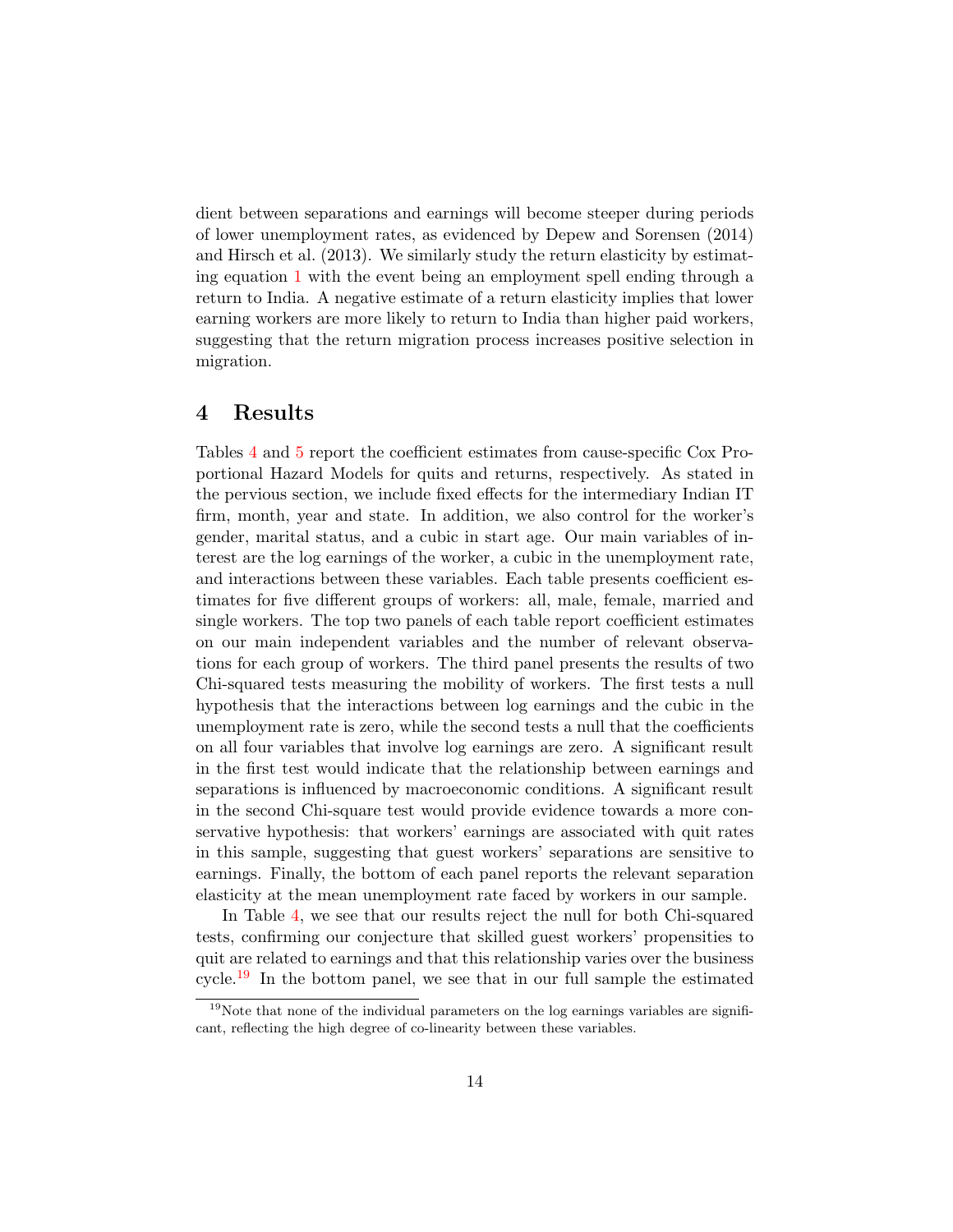dient between separations and earnings will become steeper during periods of lower unemployment rates, as evidenced by Depew and Sorensen (2014) and Hirsch et al. (2013). We similarly study the return elasticity by estimating equation 1 with the event being an employment spell ending through a return to India. A negative estimate of a return elasticity implies that lower earning workers are more likely to return to India than higher paid workers, suggesting that the return migration process increases positive selection in migration.

# 4 Results

Tables 4 and 5 report the coefficient estimates from cause-specific Cox Proportional Hazard Models for quits and returns, respectively. As stated in the pervious section, we include fixed effects for the intermediary Indian IT firm, month, year and state. In addition, we also control for the worker's gender, marital status, and a cubic in start age. Our main variables of interest are the log earnings of the worker, a cubic in the unemployment rate, and interactions between these variables. Each table presents coefficient estimates for five different groups of workers: all, male, female, married and single workers. The top two panels of each table report coefficient estimates on our main independent variables and the number of relevant observations for each group of workers. The third panel presents the results of two Chi-squared tests measuring the mobility of workers. The first tests a null hypothesis that the interactions between log earnings and the cubic in the unemployment rate is zero, while the second tests a null that the coefficients on all four variables that involve log earnings are zero. A significant result in the first test would indicate that the relationship between earnings and separations is influenced by macroeconomic conditions. A significant result in the second Chi-square test would provide evidence towards a more conservative hypothesis: that workers' earnings are associated with quit rates in this sample, suggesting that guest workers' separations are sensitive to earnings. Finally, the bottom of each panel reports the relevant separation elasticity at the mean unemployment rate faced by workers in our sample.

In Table 4, we see that our results reject the null for both Chi-squared tests, confirming our conjecture that skilled guest workers' propensities to quit are related to earnings and that this relationship varies over the business cycle.[19] In the bottom panel, we see that in our full sample the estimated

[19]Note that none of the individual parameters on the log earnings variables are significant, reflecting the high degree of co-linearity between these variables.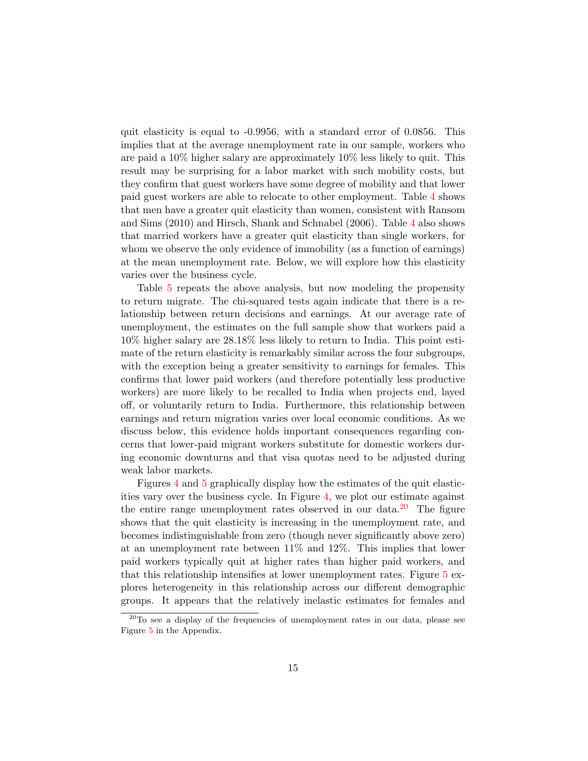quit elasticity is equal to -0.9956, with a standard error of 0.0856. This implies that at the average unemployment rate in our sample, workers who are paid a 10% higher salary are approximately 10% less likely to quit. This result may be surprising for a labor market with such mobility costs, but they confirm that guest workers have some degree of mobility and that lower paid guest workers are able to relocate to other employment. Table 4 shows that men have a greater quit elasticity than women, consistent with Ransom and Sims (2010) and Hirsch, Shank and Schnabel (2006). Table 4 also shows that married workers have a greater quit elasticity than single workers, for whom we observe the only evidence of immobility (as a function of earnings) at the mean unemployment rate. Below, we will explore how this elasticity varies over the business cycle.

Table 5 repeats the above analysis, but now modeling the propensity to return migrate. The chi-squared tests again indicate that there is a relationship between return decisions and earnings. At our average rate of unemployment, the estimates on the full sample show that workers paid a 10% higher salary are 28.18% less likely to return to India. This point estimate of the return elasticity is remarkably similar across the four subgroups, with the exception being a greater sensitivity to earnings for females. This confirms that lower paid workers (and therefore potentially less productive workers) are more likely to be recalled to India when projects end, layed off, or voluntarily return to India. Furthermore, this relationship between earnings and return migration varies over local economic conditions. As we discuss below, this evidence holds important consequences regarding concerns that lower-paid migrant workers substitute for domestic workers during economic downturns and that visa quotas need to be adjusted during weak labor markets.

Figures 4 and 5 graphically display how the estimates of the quit elasticities vary over the business cycle. In Figure 4, we plot our estimate against the entire range unemployment rates observed in our data.[20] The figure shows that the quit elasticity is increasing in the unemployment rate, and becomes indistinguishable from zero (though never significantly above zero) at an unemployment rate between 11% and 12%. This implies that lower paid workers typically quit at higher rates than higher paid workers, and that this relationship intensifies at lower unemployment rates. Figure 5 explores heterogeneity in this relationship across our different demographic groups. It appears that the relatively inelastic estimates for females and

[20] To see a display of the frequencies of unemployment rates in our data, please see Figure 5 in the Appendix.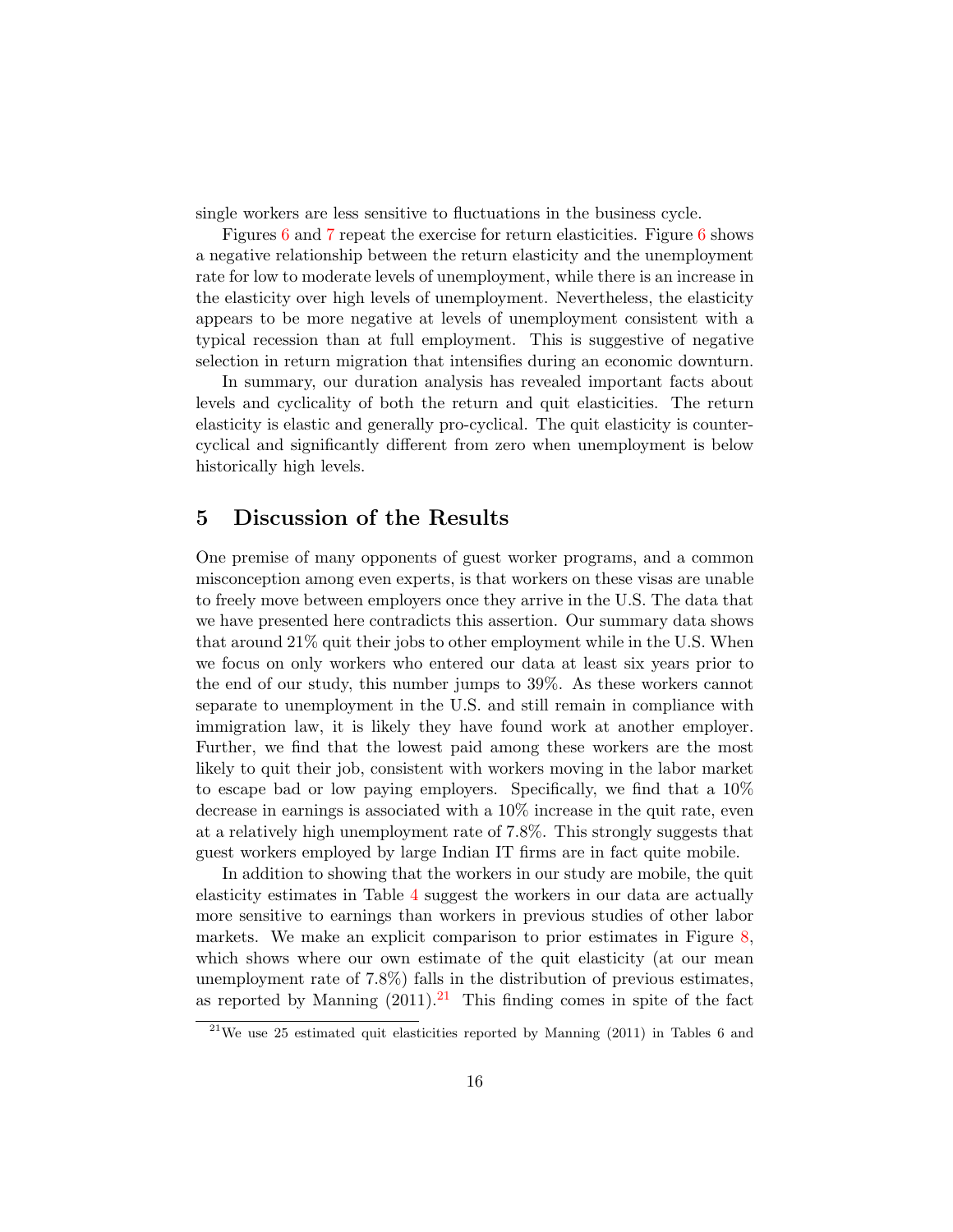single workers are less sensitive to fluctuations in the business cycle.

Figures 6 and 7 repeat the exercise for return elasticities. Figure 6 shows a negative relationship between the return elasticity and the unemployment rate for low to moderate levels of unemployment, while there is an increase in the elasticity over high levels of unemployment. Nevertheless, the elasticity appears to be more negative at levels of unemployment consistent with a typical recession than at full employment. This is suggestive of negative selection in return migration that intensifies during an economic downturn.

In summary, our duration analysis has revealed important facts about levels and cyclicality of both the return and quit elasticities. The return elasticity is elastic and generally pro-cyclical. The quit elasticity is counter-cyclical and significantly different from zero when unemployment is below historically high levels.

## 5 Discussion of the Results

One premise of many opponents of guest worker programs, and a common misconception among even experts, is that workers on these visas are unable to freely move between employers once they arrive in the U.S. The data that we have presented here contradicts this assertion. Our summary data shows that around 21% quit their jobs to other employment while in the U.S. When we focus on only workers who entered our data at least six years prior to the end of our study, this number jumps to 39%. As these workers cannot separate to unemployment in the U.S. and still remain in compliance with immigration law, it is likely they have found work at another employer. Further, we find that the lowest paid among these workers are the most likely to quit their job, consistent with workers moving in the labor market to escape bad or low paying employers. Specifically, we find that a 10% decrease in earnings is associated with a 10% increase in the quit rate, even at a relatively high unemployment rate of 7.8%. This strongly suggests that guest workers employed by large Indian IT firms are in fact quite mobile.

In addition to showing that the workers in our study are mobile, the quit elasticity estimates in Table 4 suggest the workers in our data are actually more sensitive to earnings than workers in previous studies of other labor markets. We make an explicit comparison to prior estimates in Figure 8, which shows where our own estimate of the quit elasticity (at our mean unemployment rate of 7.8%) falls in the distribution of previous estimates, as reported by Manning (2011).[21] This finding comes in spite of the fact

[21] We use 25 estimated quit elasticities reported by Manning (2011) in Tables 6 and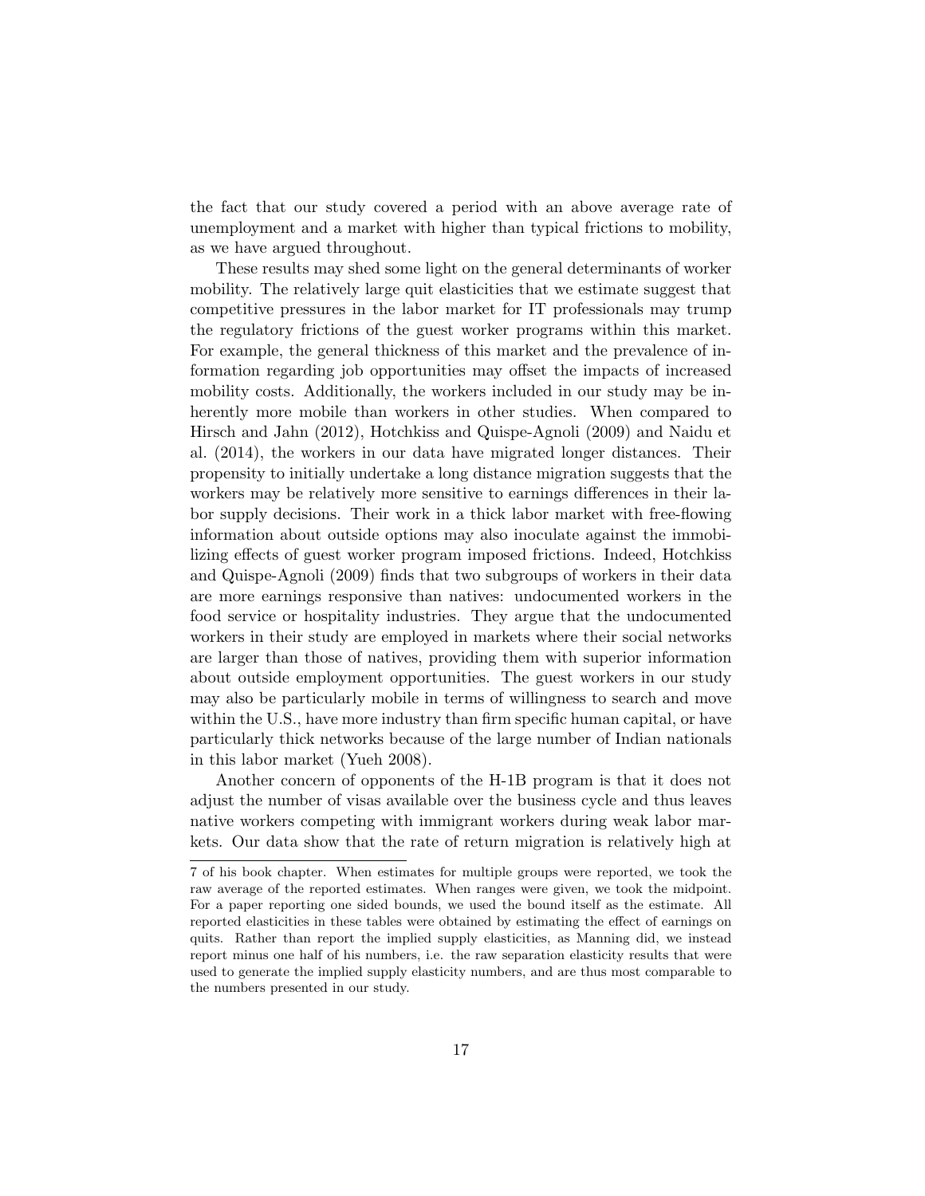the fact that our study covered a period with an above average rate of unemployment and a market with higher than typical frictions to mobility, as we have argued throughout.

These results may shed some light on the general determinants of worker mobility. The relatively large quit elasticities that we estimate suggest that competitive pressures in the labor market for IT professionals may trump the regulatory frictions of the guest worker programs within this market. For example, the general thickness of this market and the prevalence of information regarding job opportunities may offset the impacts of increased mobility costs. Additionally, the workers included in our study may be inherently more mobile than workers in other studies. When compared to Hirsch and Jahn (2012), Hotchkiss and Quispe-Agnoli (2009) and Naidu et al. (2014), the workers in our data have migrated longer distances. Their propensity to initially undertake a long distance migration suggests that the workers may be relatively more sensitive to earnings differences in their labor supply decisions. Their work in a thick labor market with free-flowing information about outside options may also inoculate against the immobilizing effects of guest worker program imposed frictions. Indeed, Hotchkiss and Quispe-Agnoli (2009) finds that two subgroups of workers in their data are more earnings responsive than natives: undocumented workers in the food service or hospitality industries. They argue that the undocumented workers in their study are employed in markets where their social networks are larger than those of natives, providing them with superior information about outside employment opportunities. The guest workers in our study may also be particularly mobile in terms of willingness to search and move within the U.S., have more industry than firm specific human capital, or have particularly thick networks because of the large number of Indian nationals in this labor market (Yueh 2008).

Another concern of opponents of the H-1B program is that it does not adjust the number of visas available over the business cycle and thus leaves native workers competing with immigrant workers during weak labor markets. Our data show that the rate of return migration is relatively high at

7 of his book chapter. When estimates for multiple groups were reported, we took the raw average of the reported estimates. When ranges were given, we took the midpoint. For a paper reporting one sided bounds, we used the bound itself as the estimate. All reported elasticities in these tables were obtained by estimating the effect of earnings on quits. Rather than report the implied supply elasticities, as Manning did, we instead report minus one half of his numbers, i.e. the raw separation elasticity results that were used to generate the implied supply elasticity numbers, and are thus most comparable to the numbers presented in our study.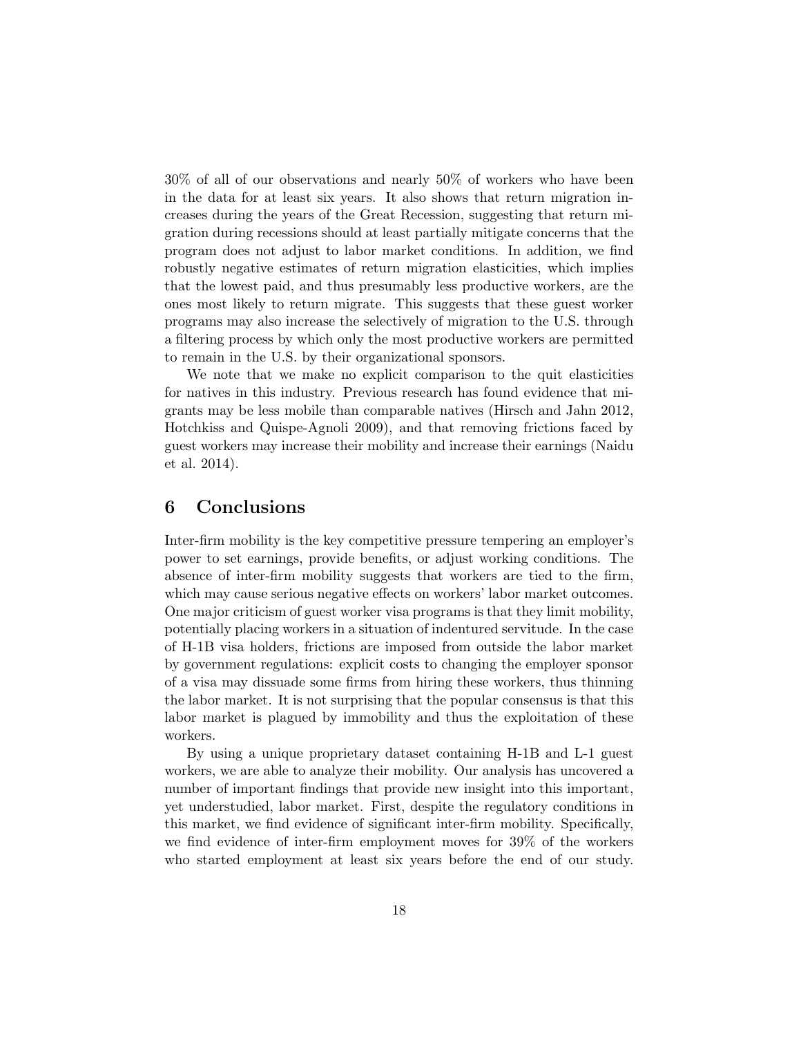30% of all of our observations and nearly 50% of workers who have been in the data for at least six years. It also shows that return migration increases during the years of the Great Recession, suggesting that return migration during recessions should at least partially mitigate concerns that the program does not adjust to labor market conditions. In addition, we find robustly negative estimates of return migration elasticities, which implies that the lowest paid, and thus presumably less productive workers, are the ones most likely to return migrate. This suggests that these guest worker programs may also increase the selectively of migration to the U.S. through a filtering process by which only the most productive workers are permitted to remain in the U.S. by their organizational sponsors.

We note that we make no explicit comparison to the quit elasticities for natives in this industry. Previous research has found evidence that migrants may be less mobile than comparable natives (Hirsch and Jahn 2012, Hotchkiss and Quispe-Agnoli 2009), and that removing frictions faced by guest workers may increase their mobility and increase their earnings (Naidu et al. 2014).

# 6 Conclusions

Inter-firm mobility is the key competitive pressure tempering an employer's power to set earnings, provide benefits, or adjust working conditions. The absence of inter-firm mobility suggests that workers are tied to the firm, which may cause serious negative effects on workers' labor market outcomes. One major criticism of guest worker visa programs is that they limit mobility, potentially placing workers in a situation of indentured servitude. In the case of H-1B visa holders, frictions are imposed from outside the labor market by government regulations: explicit costs to changing the employer sponsor of a visa may dissuade some firms from hiring these workers, thus thinning the labor market. It is not surprising that the popular consensus is that this labor market is plagued by immobility and thus the exploitation of these workers.

By using a unique proprietary dataset containing H-1B and L-1 guest workers, we are able to analyze their mobility. Our analysis has uncovered a number of important findings that provide new insight into this important, yet understudied, labor market. First, despite the regulatory conditions in this market, we find evidence of significant inter-firm mobility. Specifically, we find evidence of inter-firm employment moves for 39% of the workers who started employment at least six years before the end of our study.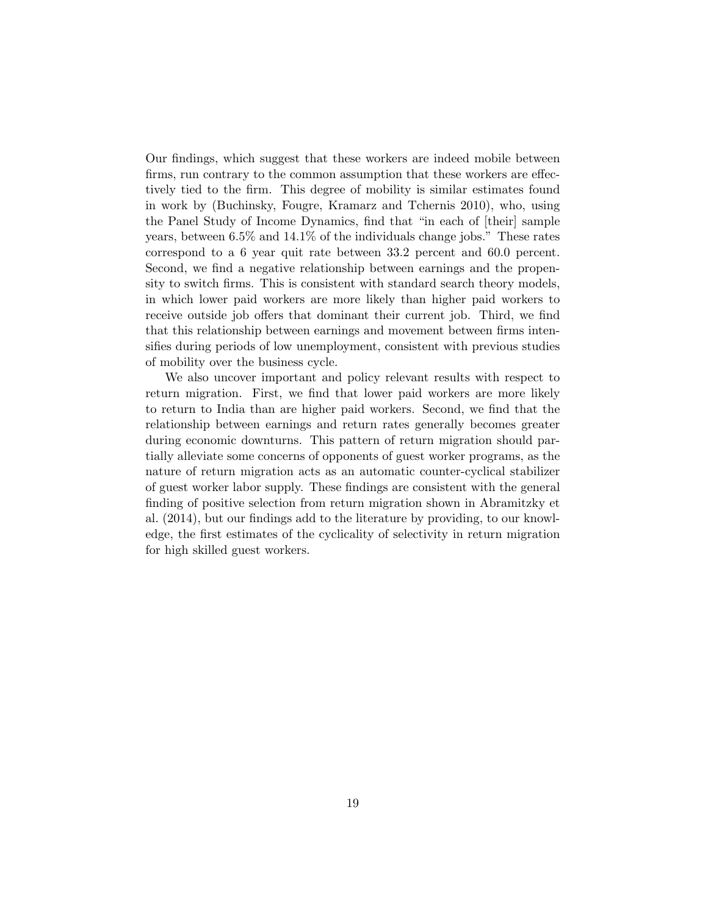Our findings, which suggest that these workers are indeed mobile between firms, run contrary to the common assumption that these workers are effectively tied to the firm. This degree of mobility is similar estimates found in work by (Buchinsky, Fougre, Kramarz and Tchernis 2010), who, using the Panel Study of Income Dynamics, find that "in each of [their] sample years, between 6.5% and 14.1% of the individuals change jobs." These rates correspond to a 6 year quit rate between 33.2 percent and 60.0 percent. Second, we find a negative relationship between earnings and the propensity to switch firms. This is consistent with standard search theory models, in which lower paid workers are more likely than higher paid workers to receive outside job offers that dominant their current job. Third, we find that this relationship between earnings and movement between firms intensifies during periods of low unemployment, consistent with previous studies of mobility over the business cycle.

We also uncover important and policy relevant results with respect to return migration. First, we find that lower paid workers are more likely to return to India than are higher paid workers. Second, we find that the relationship between earnings and return rates generally becomes greater during economic downturns. This pattern of return migration should partially alleviate some concerns of opponents of guest worker programs, as the nature of return migration acts as an automatic counter-cyclical stabilizer of guest worker labor supply. These findings are consistent with the general finding of positive selection from return migration shown in Abramitzky et al. (2014), but our findings add to the literature by providing, to our knowledge, the first estimates of the cyclicality of selectivity in return migration for high skilled guest workers.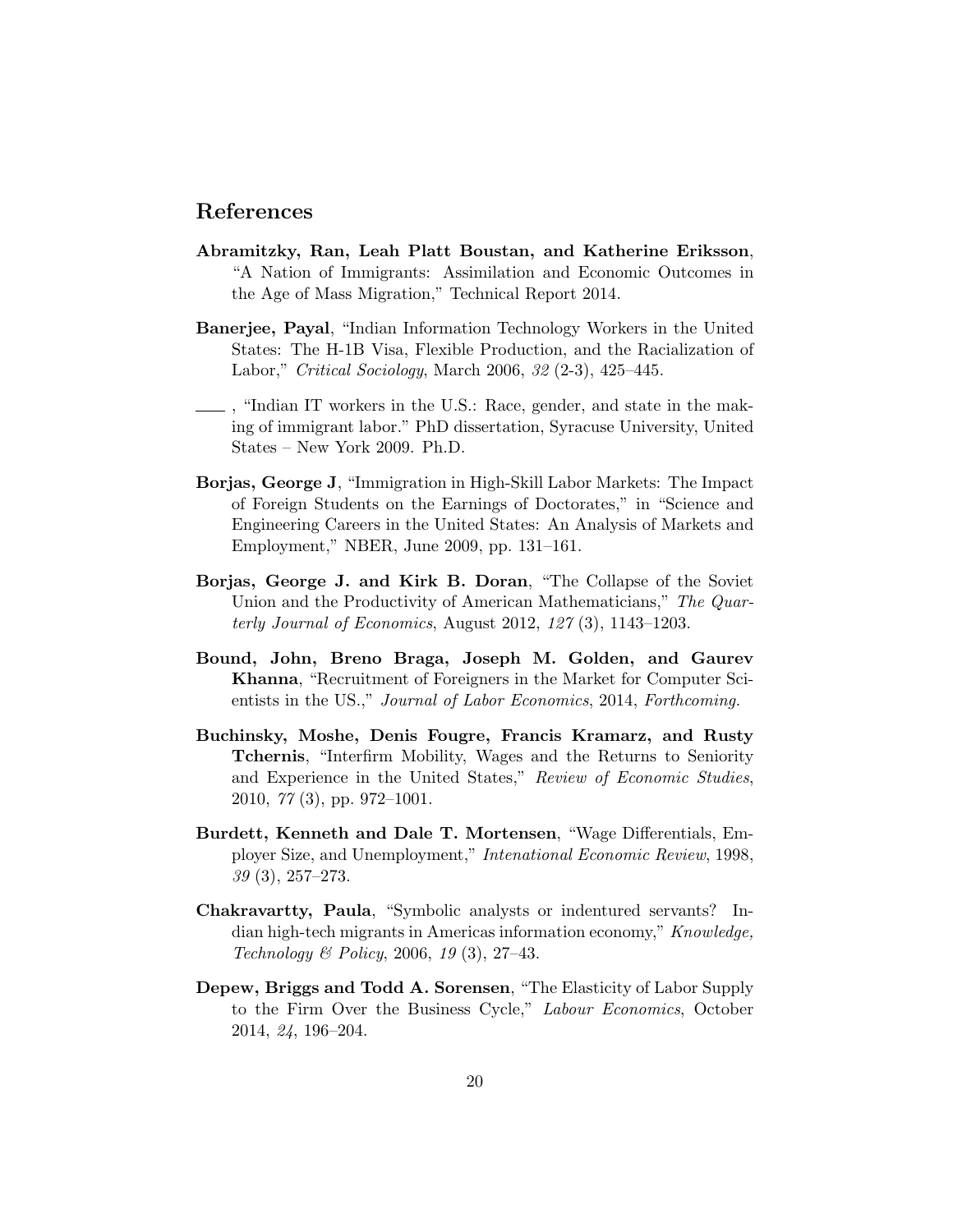## References

**Abramitzky, Ran, Leah Platt Boustan, and Katherine Eriksson**, "A Nation of Immigrants: Assimilation and Economic Outcomes in the Age of Mass Migration," Technical Report 2014.

**Banerjee, Payal**, "Indian Information Technology Workers in the United States: The H-1B Visa, Flexible Production, and the Racialization of Labor," *Critical Sociology*, March 2006, *32* (2-3), 425–445.

\_\_\_\_ , "Indian IT workers in the U.S.: Race, gender, and state in the making of immigrant labor." PhD dissertation, Syracuse University, United States – New York 2009. Ph.D.

**Borjas, George J**, "Immigration in High-Skill Labor Markets: The Impact of Foreign Students on the Earnings of Doctorates," in "Science and Engineering Careers in the United States: An Analysis of Markets and Employment," NBER, June 2009, pp. 131–161.

**Borjas, George J. and Kirk B. Doran**, "The Collapse of the Soviet Union and the Productivity of American Mathematicians," *The Quarterly Journal of Economics*, August 2012, *127* (3), 1143–1203.

**Bound, John, Breno Braga, Joseph M. Golden, and Gaurev Khanna**, "Recruitment of Foreigners in the Market for Computer Scientists in the US.," *Journal of Labor Economics*, 2014, *Forthcoming.*

**Buchinsky, Moshe, Denis Fougre, Francis Kramarz, and Rusty Tchernis**, "Interfirm Mobility, Wages and the Returns to Seniority and Experience in the United States," *Review of Economic Studies*, 2010, *77* (3), pp. 972–1001.

**Burdett, Kenneth and Dale T. Mortensen**, "Wage Differentials, Employer Size, and Unemployment," *Intenational Economic Review*, 1998, *39* (3), 257–273.

**Chakravartty, Paula**, "Symbolic analysts or indentured servants? Indian high-tech migrants in Americas information economy," *Knowledge, Technology & Policy*, 2006, *19* (3), 27–43.

**Depew, Briggs and Todd A. Sorensen**, "The Elasticity of Labor Supply to the Firm Over the Business Cycle," *Labour Economics*, October 2014, *24*, 196–204.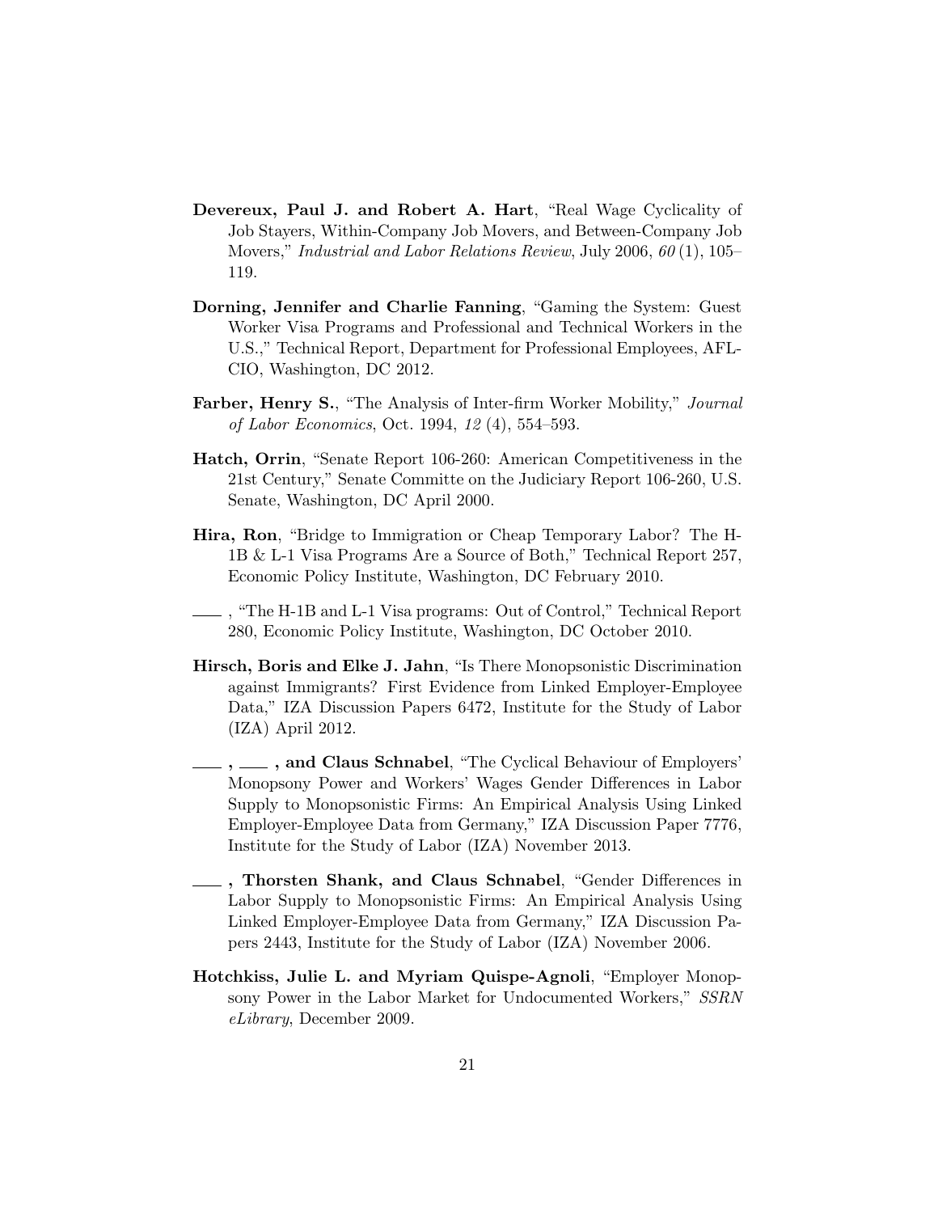**Devereux, Paul J. and Robert A. Hart**, "Real Wage Cyclicality of Job Stayers, Within-Company Job Movers, and Between-Company Job Movers," *Industrial and Labor Relations Review*, July 2006, *60* (1), 105–119.

**Dorning, Jennifer and Charlie Fanning**, "Gaming the System: Guest Worker Visa Programs and Professional and Technical Workers in the U.S.," Technical Report, Department for Professional Employees, AFL-CIO, Washington, DC 2012.

**Farber, Henry S.**, "The Analysis of Inter-firm Worker Mobility," *Journal of Labor Economics*, Oct. 1994, *12* (4), 554–593.

**Hatch, Orrin**, "Senate Report 106-260: American Competitiveness in the 21st Century," Senate Committe on the Judiciary Report 106-260, U.S. Senate, Washington, DC April 2000.

**Hira, Ron**, "Bridge to Immigration or Cheap Temporary Labor? The H-1B & L-1 Visa Programs Are a Source of Both," Technical Report 257, Economic Policy Institute, Washington, DC February 2010.

——, "The H-1B and L-1 Visa programs: Out of Control," Technical Report 280, Economic Policy Institute, Washington, DC October 2010.

**Hirsch, Boris and Elke J. Jahn**, "Is There Monopsonistic Discrimination against Immigrants? First Evidence from Linked Employer-Employee Data," IZA Discussion Papers 6472, Institute for the Study of Labor (IZA) April 2012.

**——, ——, and Claus Schnabel**, "The Cyclical Behaviour of Employers' Monopsony Power and Workers' Wages Gender Differences in Labor Supply to Monopsonistic Firms: An Empirical Analysis Using Linked Employer-Employee Data from Germany," IZA Discussion Paper 7776, Institute for the Study of Labor (IZA) November 2013.

**——, Thorsten Shank, and Claus Schnabel**, "Gender Differences in Labor Supply to Monopsonistic Firms: An Empirical Analysis Using Linked Employer-Employee Data from Germany," IZA Discussion Papers 2443, Institute for the Study of Labor (IZA) November 2006.

**Hotchkiss, Julie L. and Myriam Quispe-Agnoli**, "Employer Monopsony Power in the Labor Market for Undocumented Workers," *SSRN eLibrary*, December 2009.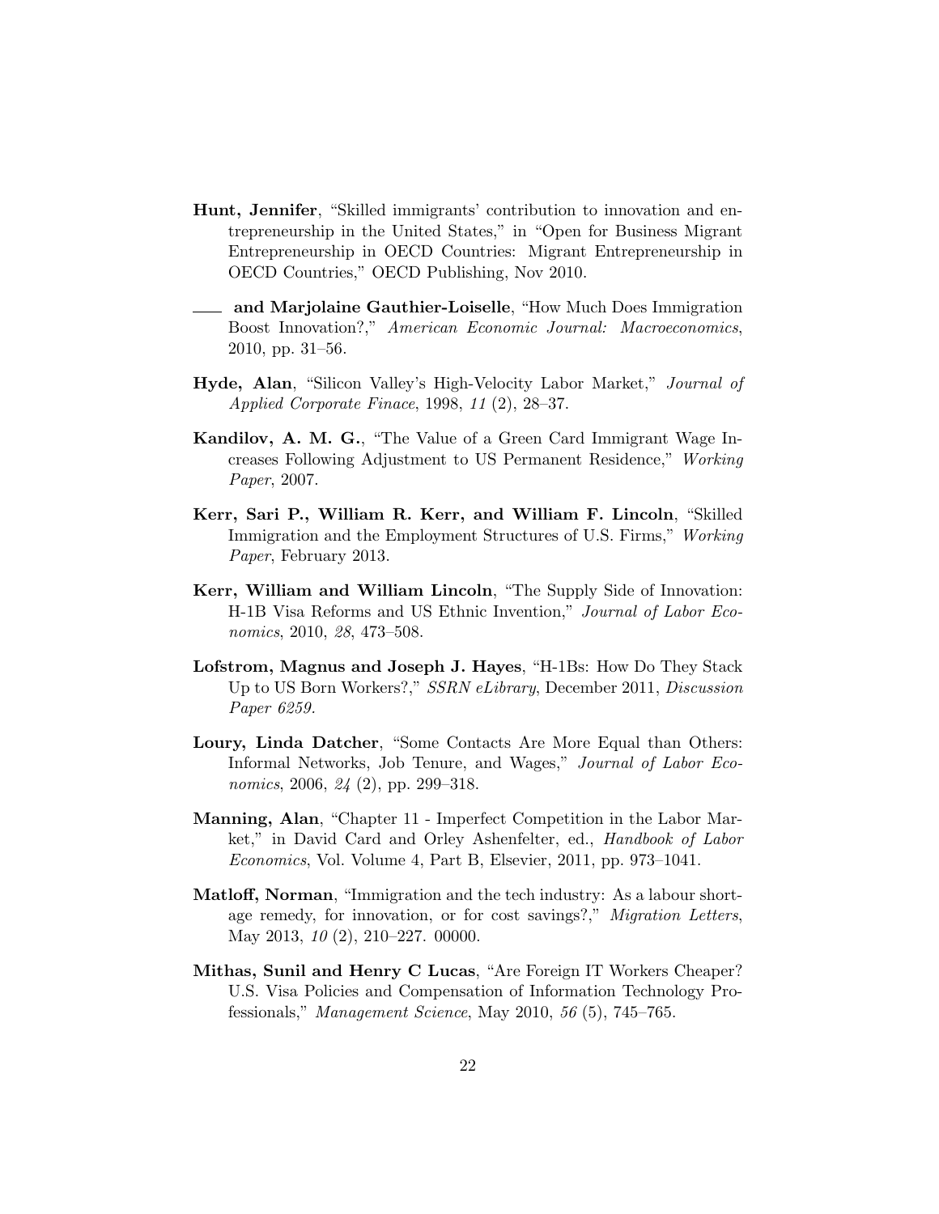**Hunt, Jennifer**, "Skilled immigrants' contribution to innovation and entrepreneurship in the United States," in "Open for Business Migrant Entrepreneurship in OECD Countries: Migrant Entrepreneurship in OECD Countries," OECD Publishing, Nov 2010.

**\_\_\_\_ and Marjolaine Gauthier-Loiselle**, "How Much Does Immigration Boost Innovation?," *American Economic Journal: Macroeconomics*, 2010, pp. 31–56.

**Hyde, Alan**, "Silicon Valley's High-Velocity Labor Market," *Journal of Applied Corporate Finace*, 1998, *11* (2), 28–37.

**Kandilov, A. M. G.**, "The Value of a Green Card Immigrant Wage Increases Following Adjustment to US Permanent Residence," *Working Paper*, 2007.

**Kerr, Sari P., William R. Kerr, and William F. Lincoln**, "Skilled Immigration and the Employment Structures of U.S. Firms," *Working Paper*, February 2013.

**Kerr, William and William Lincoln**, "The Supply Side of Innovation: H-1B Visa Reforms and US Ethnic Invention," *Journal of Labor Economics*, 2010, *28*, 473–508.

**Lofstrom, Magnus and Joseph J. Hayes**, "H-1Bs: How Do They Stack Up to US Born Workers?," *SSRN eLibrary*, December 2011, *Discussion Paper 6259.*

**Loury, Linda Datcher**, "Some Contacts Are More Equal than Others: Informal Networks, Job Tenure, and Wages," *Journal of Labor Economics*, 2006, *24* (2), pp. 299–318.

**Manning, Alan**, "Chapter 11 - Imperfect Competition in the Labor Market," in David Card and Orley Ashenfelter, ed., *Handbook of Labor Economics*, Vol. Volume 4, Part B, Elsevier, 2011, pp. 973–1041.

**Matloff, Norman**, "Immigration and the tech industry: As a labour shortage remedy, for innovation, or for cost savings?," *Migration Letters*, May 2013, *10* (2), 210–227. 00000.

**Mithas, Sunil and Henry C Lucas**, "Are Foreign IT Workers Cheaper? U.S. Visa Policies and Compensation of Information Technology Professionals," *Management Science*, May 2010, *56* (5), 745–765.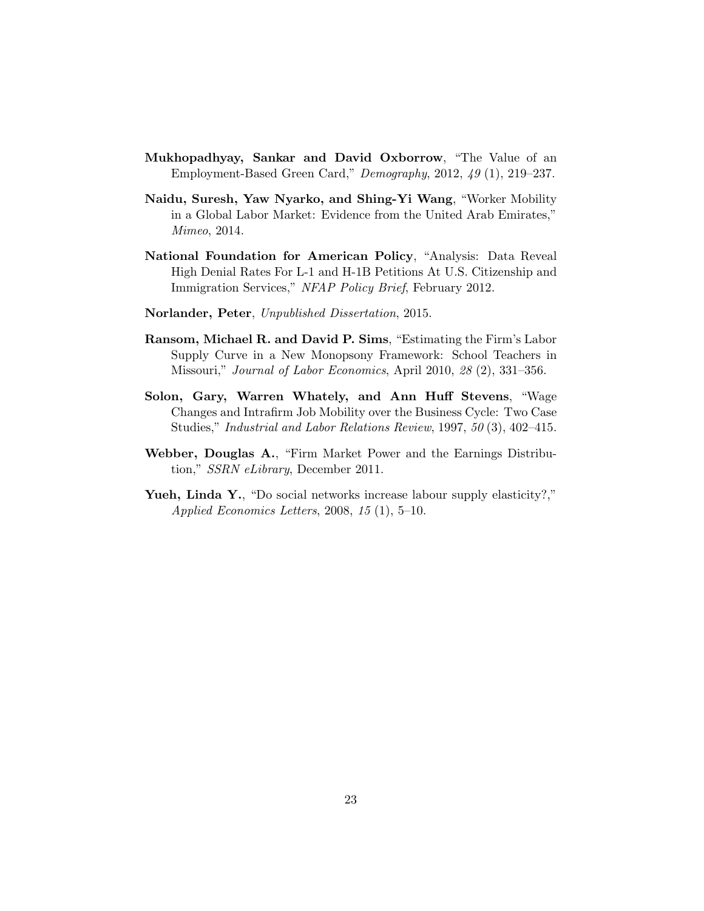**Mukhopadhyay, Sankar and David Oxborrow**, "The Value of an Employment-Based Green Card," *Demography*, 2012, *49* (1), 219–237.

**Naidu, Suresh, Yaw Nyarko, and Shing-Yi Wang**, "Worker Mobility in a Global Labor Market: Evidence from the United Arab Emirates," *Mimeo*, 2014.

**National Foundation for American Policy**, "Analysis: Data Reveal High Denial Rates For L-1 and H-1B Petitions At U.S. Citizenship and Immigration Services," *NFAP Policy Brief*, February 2012.

**Norlander, Peter**, *Unpublished Dissertation*, 2015.

**Ransom, Michael R. and David P. Sims**, "Estimating the Firm's Labor Supply Curve in a New Monopsony Framework: School Teachers in Missouri," *Journal of Labor Economics*, April 2010, *28* (2), 331–356.

**Solon, Gary, Warren Whately, and Ann Huff Stevens**, "Wage Changes and Intrafirm Job Mobility over the Business Cycle: Two Case Studies," *Industrial and Labor Relations Review*, 1997, *50* (3), 402–415.

**Webber, Douglas A.**, "Firm Market Power and the Earnings Distribution," *SSRN eLibrary*, December 2011.

**Yueh, Linda Y.**, "Do social networks increase labour supply elasticity?," *Applied Economics Letters*, 2008, *15* (1), 5–10.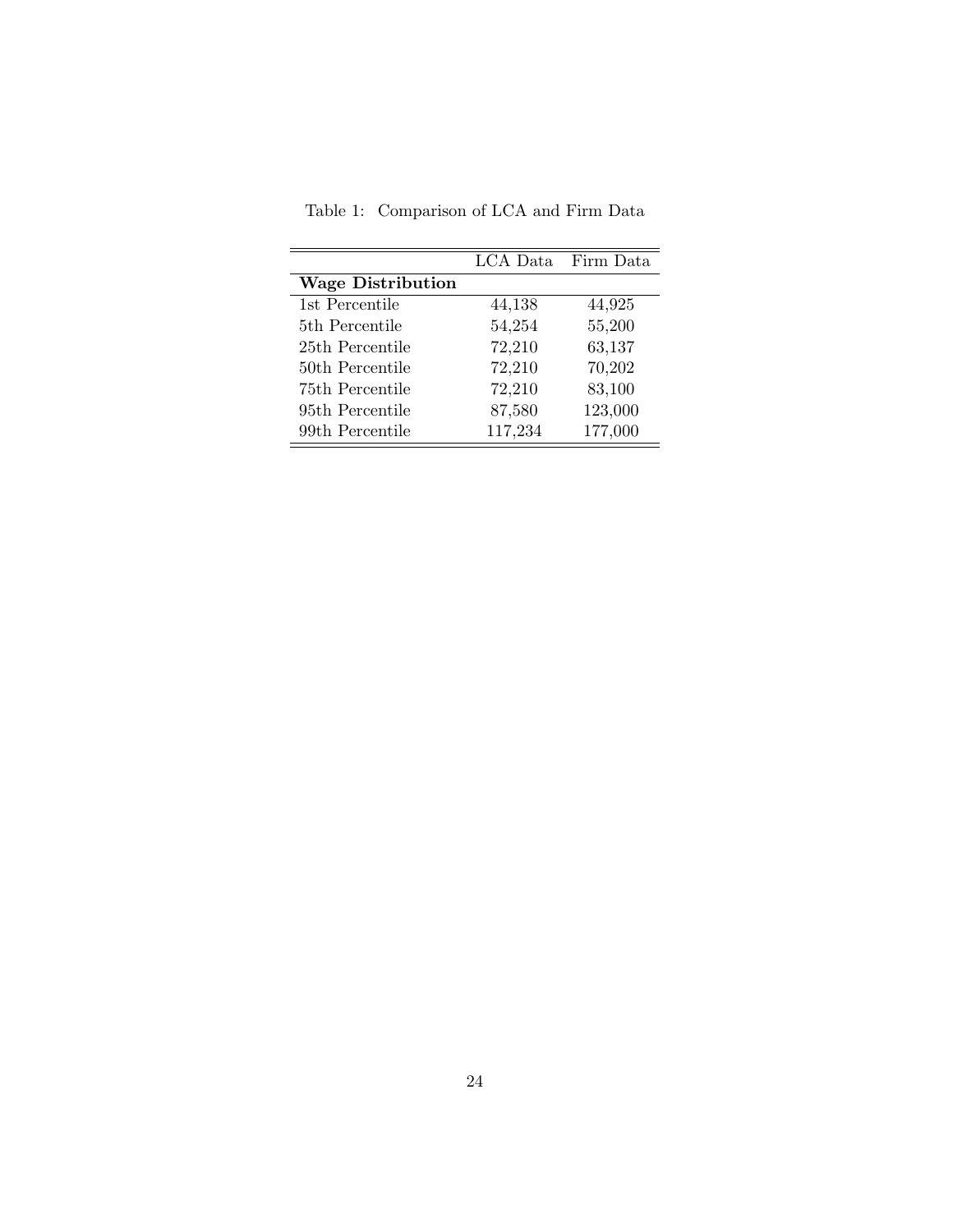Table 1: Comparison of LCA and Firm Data

| | LCA Data | Firm Data |
|---|---|---|
| **Wage Distribution** | | |
| 1st Percentile | 44,138 | 44,925 |
| 5th Percentile | 54,254 | 55,200 |
| 25th Percentile | 72,210 | 63,137 |
| 50th Percentile | 72,210 | 70,202 |
| 75th Percentile | 72,210 | 83,100 |
| 95th Percentile | 87,580 | 123,000 |
| 99th Percentile | 117,234 | 177,000 |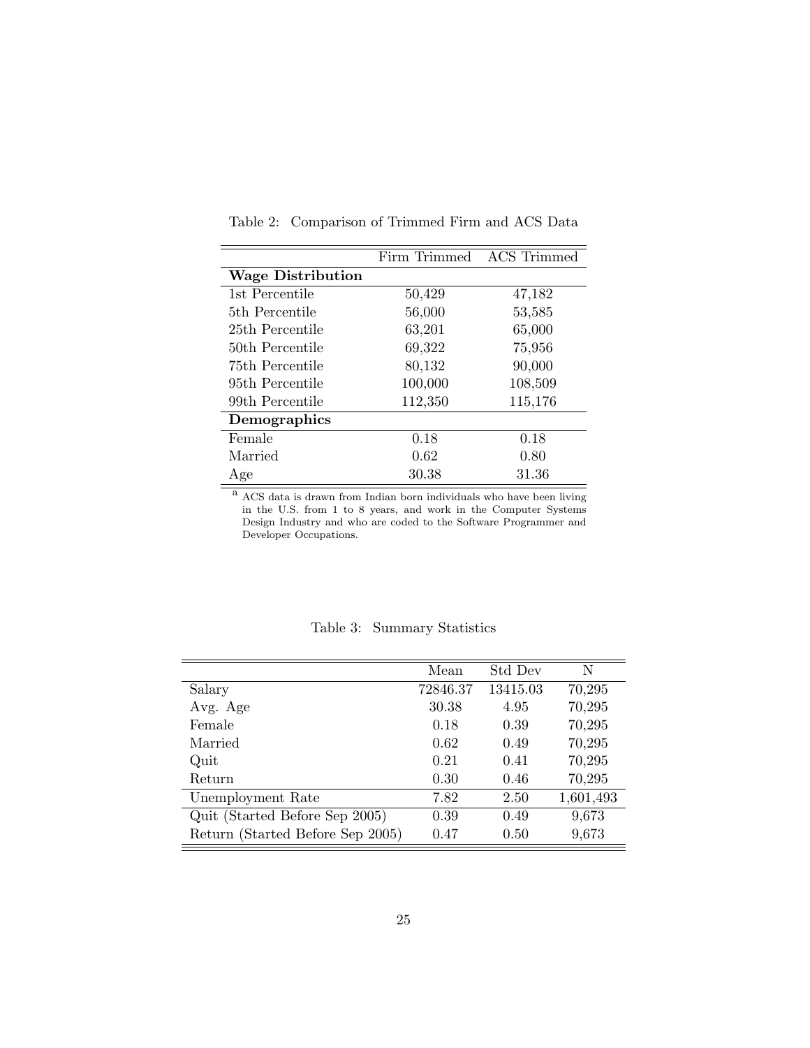Table 2: Comparison of Trimmed Firm and ACS Data

| | Firm Trimmed | ACS Trimmed |
|---|---|---|
| **Wage Distribution** | | |
| 1st Percentile | 50,429 | 47,182 |
| 5th Percentile | 56,000 | 53,585 |
| 25th Percentile | 63,201 | 65,000 |
| 50th Percentile | 69,322 | 75,956 |
| 75th Percentile | 80,132 | 90,000 |
| 95th Percentile | 100,000 | 108,509 |
| 99th Percentile | 112,350 | 115,176 |
| **Demographics** | | |
| Female | 0.18 | 0.18 |
| Married | 0.62 | 0.80 |
| Age | 30.38 | 31.36 |

[a] ACS data is drawn from Indian born individuals who have been living in the U.S. from 1 to 8 years, and work in the Computer Systems Design Industry and who are coded to the Software Programmer and Developer Occupations.

Table 3: Summary Statistics

| | Mean | Std Dev | N |
|---|---|---|---|
| Salary | 72846.37 | 13415.03 | 70,295 |
| Avg. Age | 30.38 | 4.95 | 70,295 |
| Female | 0.18 | 0.39 | 70,295 |
| Married | 0.62 | 0.49 | 70,295 |
| Quit | 0.21 | 0.41 | 70,295 |
| Return | 0.30 | 0.46 | 70,295 |
| Unemployment Rate | 7.82 | 2.50 | 1,601,493 |
| Quit (Started Before Sep 2005) | 0.39 | 0.49 | 9,673 |
| Return (Started Before Sep 2005) | 0.47 | 0.50 | 9,673 |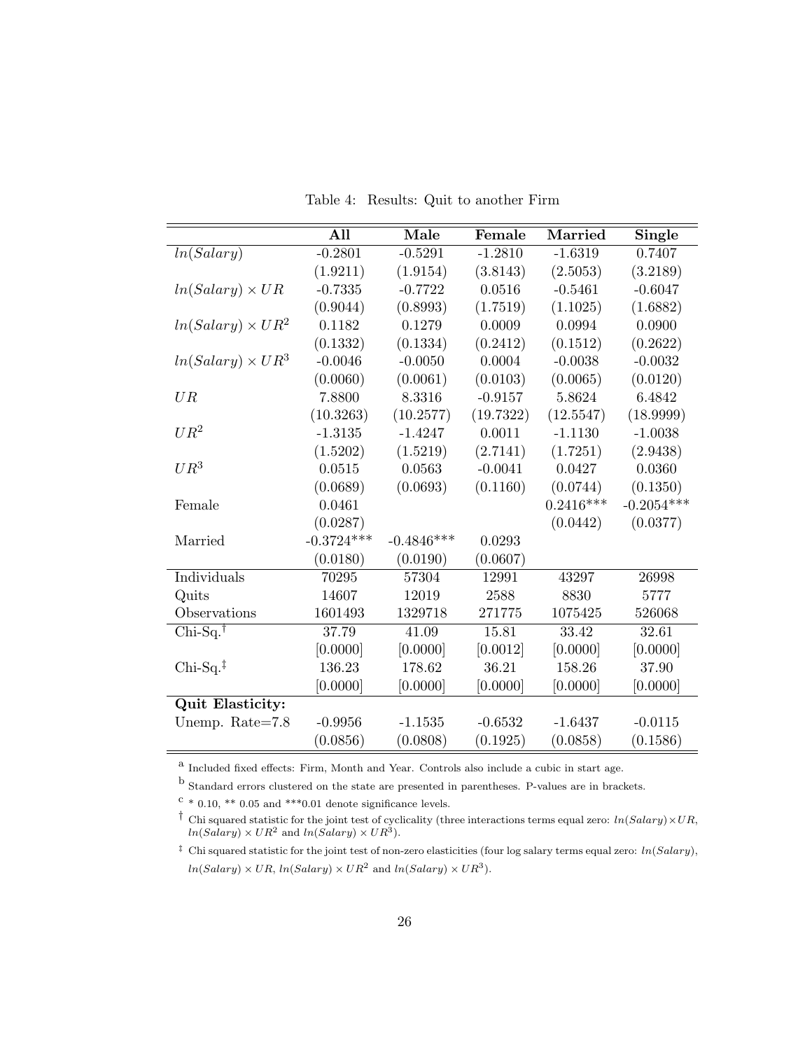Table 4: Results: Quit to another Firm

| | **All** | **Male** | **Female** | **Married** | **Single** |
|---|---|---|---|---|---|
| $ln(Salary)$ | -0.2801 | -0.5291 | -1.2810 | -1.6319 | 0.7407 |
| | (1.9211) | (1.9154) | (3.8143) | (2.5053) | (3.2189) |
| $ln(Salary) \times UR$ | -0.7335 | -0.7722 | 0.0516 | -0.5461 | -0.6047 |
| | (0.9044) | (0.8993) | (1.7519) | (1.1025) | (1.6882) |
| $ln(Salary) \times UR^2$ | 0.1182 | 0.1279 | 0.0009 | 0.0994 | 0.0900 |
| | (0.1332) | (0.1334) | (0.2412) | (0.1512) | (0.2622) |
| $ln(Salary) \times UR^3$ | -0.0046 | -0.0050 | 0.0004 | -0.0038 | -0.0032 |
| | (0.0060) | (0.0061) | (0.0103) | (0.0065) | (0.0120) |
| $UR$ | 7.8800 | 8.3316 | -0.9157 | 5.8624 | 6.4842 |
| | (10.3263) | (10.2577) | (19.7322) | (12.5547) | (18.9999) |
| $UR^2$ | -1.3135 | -1.4247 | 0.0011 | -1.1130 | -1.0038 |
| | (1.5202) | (1.5219) | (2.7141) | (1.7251) | (2.9438) |
| $UR^3$ | 0.0515 | 0.0563 | -0.0041 | 0.0427 | 0.0360 |
| | (0.0689) | (0.0693) | (0.1160) | (0.0744) | (0.1350) |
| Female | 0.0461 | | | 0.2416*** | -0.2054*** |
| | (0.0287) | | | (0.0442) | (0.0377) |
| Married | -0.3724*** | -0.4846*** | 0.0293 | | |
| | (0.0180) | (0.0190) | (0.0607) | | |
| Individuals | 70295 | 57304 | 12991 | 43297 | 26998 |
| Quits | 14607 | 12019 | 2588 | 8830 | 5777 |
| Observations | 1601493 | 1329718 | 271775 | 1075425 | 526068 |
| Chi-Sq.[†] | 37.79 | 41.09 | 15.81 | 33.42 | 32.61 |
| | [0.0000] | [0.0000] | [0.0012] | [0.0000] | [0.0000] |
| Chi-Sq.[‡] | 136.23 | 178.62 | 36.21 | 158.26 | 37.90 |
| | [0.0000] | [0.0000] | [0.0000] | [0.0000] | [0.0000] |
| **Quit Elasticity:** | | | | | |
| Unemp. Rate=7.8 | -0.9956 | -1.1535 | -0.6532 | -1.6437 | -0.0115 |
| | (0.0856) | (0.0808) | (0.1925) | (0.0858) | (0.1586) |

[a] Included fixed effects: Firm, Month and Year. Controls also include a cubic in start age.

[b] Standard errors clustered on the state are presented in parentheses. P-values are in brackets.

[c] * 0.10, ** 0.05 and ***0.01 denote significance levels.

[†] Chi squared statistic for the joint test of cyclicality (three interactions terms equal zero: $ln(Salary) \times UR$, $ln(Salary) \times UR^2$ and $ln(Salary) \times UR^3$).

[‡] Chi squared statistic for the joint test of non-zero elasticities (four log salary terms equal zero: $ln(Salary)$, $ln(Salary) \times UR$, $ln(Salary) \times UR^2$ and $ln(Salary) \times UR^3$).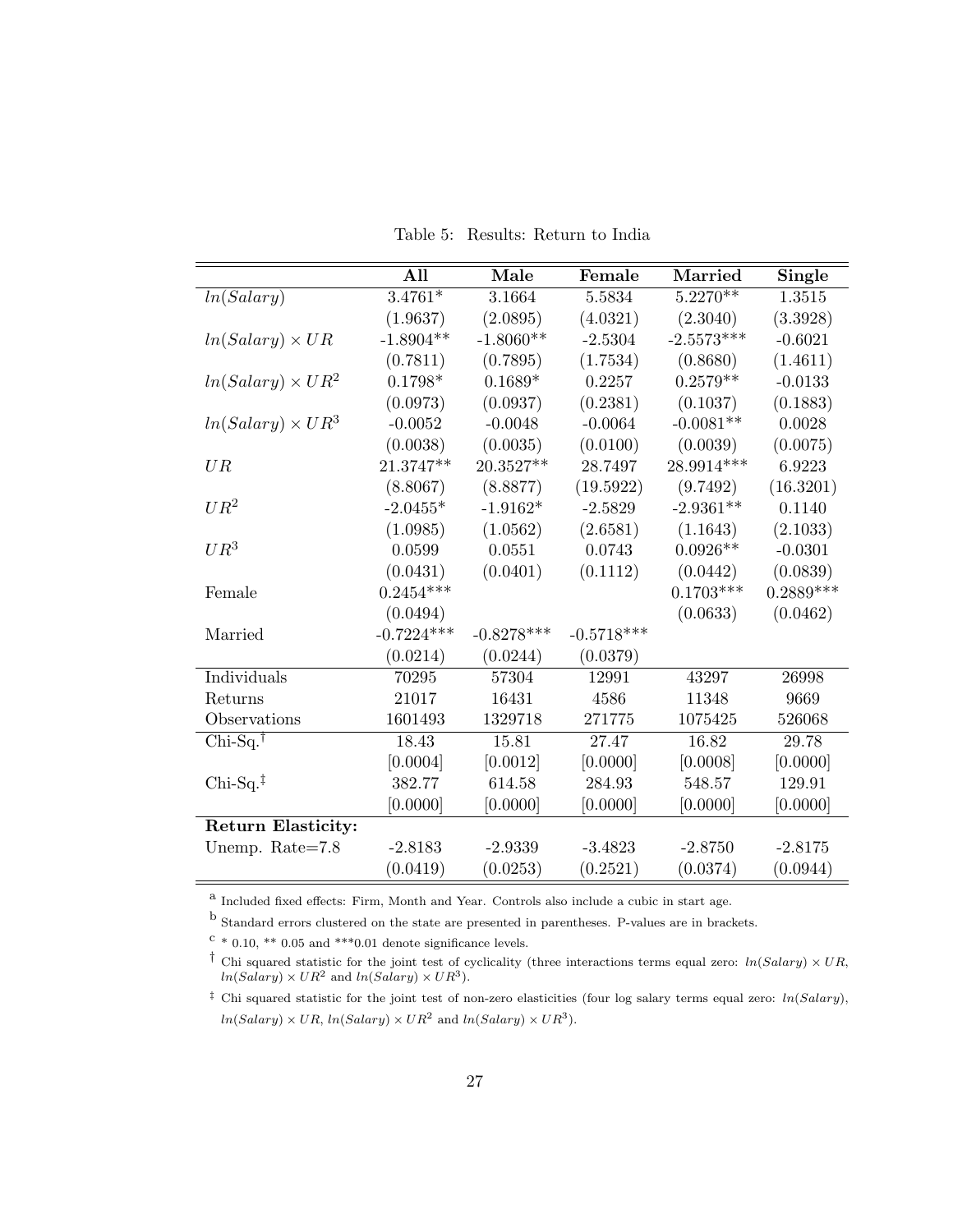Table 5: Results: Return to India

| | **All** | **Male** | **Female** | **Married** | **Single** |
|---|---|---|---|---|---|
| $ln(Salary)$ | 3.4761* | 3.1664 | 5.5834 | 5.2270** | 1.3515 |
| | (1.9637) | (2.0895) | (4.0321) | (2.3040) | (3.3928) |
| $ln(Salary) \times UR$ | -1.8904** | -1.8060** | -2.5304 | -2.5573*** | -0.6021 |
| | (0.7811) | (0.7895) | (1.7534) | (0.8680) | (1.4611) |
| $ln(Salary) \times UR^2$ | 0.1798* | 0.1689* | 0.2257 | 0.2579** | -0.0133 |
| | (0.0973) | (0.0937) | (0.2381) | (0.1037) | (0.1883) |
| $ln(Salary) \times UR^3$ | -0.0052 | -0.0048 | -0.0064 | -0.0081** | 0.0028 |
| | (0.0038) | (0.0035) | (0.0100) | (0.0039) | (0.0075) |
| $UR$ | 21.3747** | 20.3527** | 28.7497 | 28.9914*** | 6.9223 |
| | (8.8067) | (8.8877) | (19.5922) | (9.7492) | (16.3201) |
| $UR^2$ | -2.0455* | -1.9162* | -2.5829 | -2.9361** | 0.1140 |
| | (1.0985) | (1.0562) | (2.6581) | (1.1643) | (2.1033) |
| $UR^3$ | 0.0599 | 0.0551 | 0.0743 | 0.0926** | -0.0301 |
| | (0.0431) | (0.0401) | (0.1112) | (0.0442) | (0.0839) |
| Female | 0.2454*** | | | 0.1703*** | 0.2889*** |
| | (0.0494) | | | (0.0633) | (0.0462) |
| Married | -0.7224*** | -0.8278*** | -0.5718*** | | |
| | (0.0214) | (0.0244) | (0.0379) | | |
| Individuals | 70295 | 57304 | 12991 | 43297 | 26998 |
| Returns | 21017 | 16431 | 4586 | 11348 | 9669 |
| Observations | 1601493 | 1329718 | 271775 | 1075425 | 526068 |
| Chi-Sq.† | 18.43 | 15.81 | 27.47 | 16.82 | 29.78 |
| | [0.0004] | [0.0012] | [0.0000] | [0.0008] | [0.0000] |
| Chi-Sq.‡ | 382.77 | 614.58 | 284.93 | 548.57 | 129.91 |
| | [0.0000] | [0.0000] | [0.0000] | [0.0000] | [0.0000] |
| **Return Elasticity:** | | | | | |
| Unemp. Rate=7.8 | -2.8183 | -2.9339 | -3.4823 | -2.8750 | -2.8175 |
| | (0.0419) | (0.0253) | (0.2521) | (0.0374) | (0.0944) |

[a] Included fixed effects: Firm, Month and Year. Controls also include a cubic in start age.

[b] Standard errors clustered on the state are presented in parentheses. P-values are in brackets.

[c] * 0.10, ** 0.05 and ***0.01 denote significance levels.

† Chi squared statistic for the joint test of cyclicality (three interactions terms equal zero: $ln(Salary) \times UR$, $ln(Salary) \times UR^2$ and $ln(Salary) \times UR^3$).

‡ Chi squared statistic for the joint test of non-zero elasticities (four log salary terms equal zero: $ln(Salary)$, $ln(Salary) \times UR$, $ln(Salary) \times UR^2$ and $ln(Salary) \times UR^3$).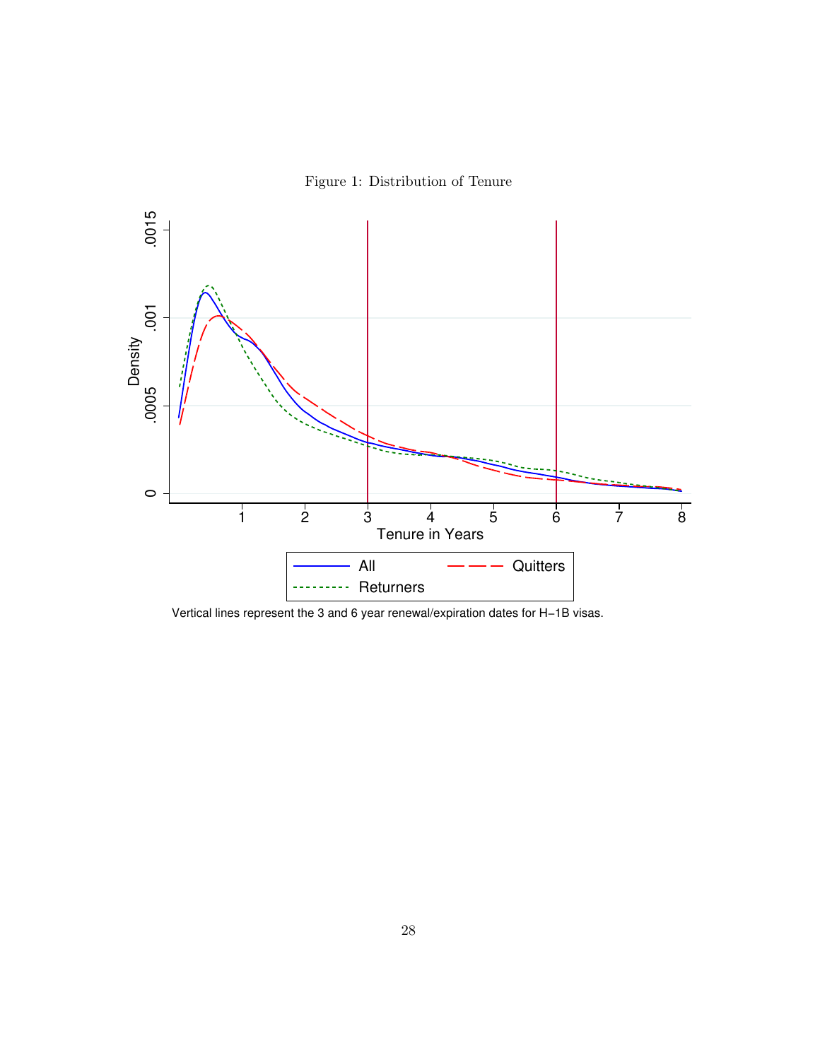Figure 1: Distribution of Tenure

Vertical lines represent the 3 and 6 year renewal/expiration dates for H−1B visas.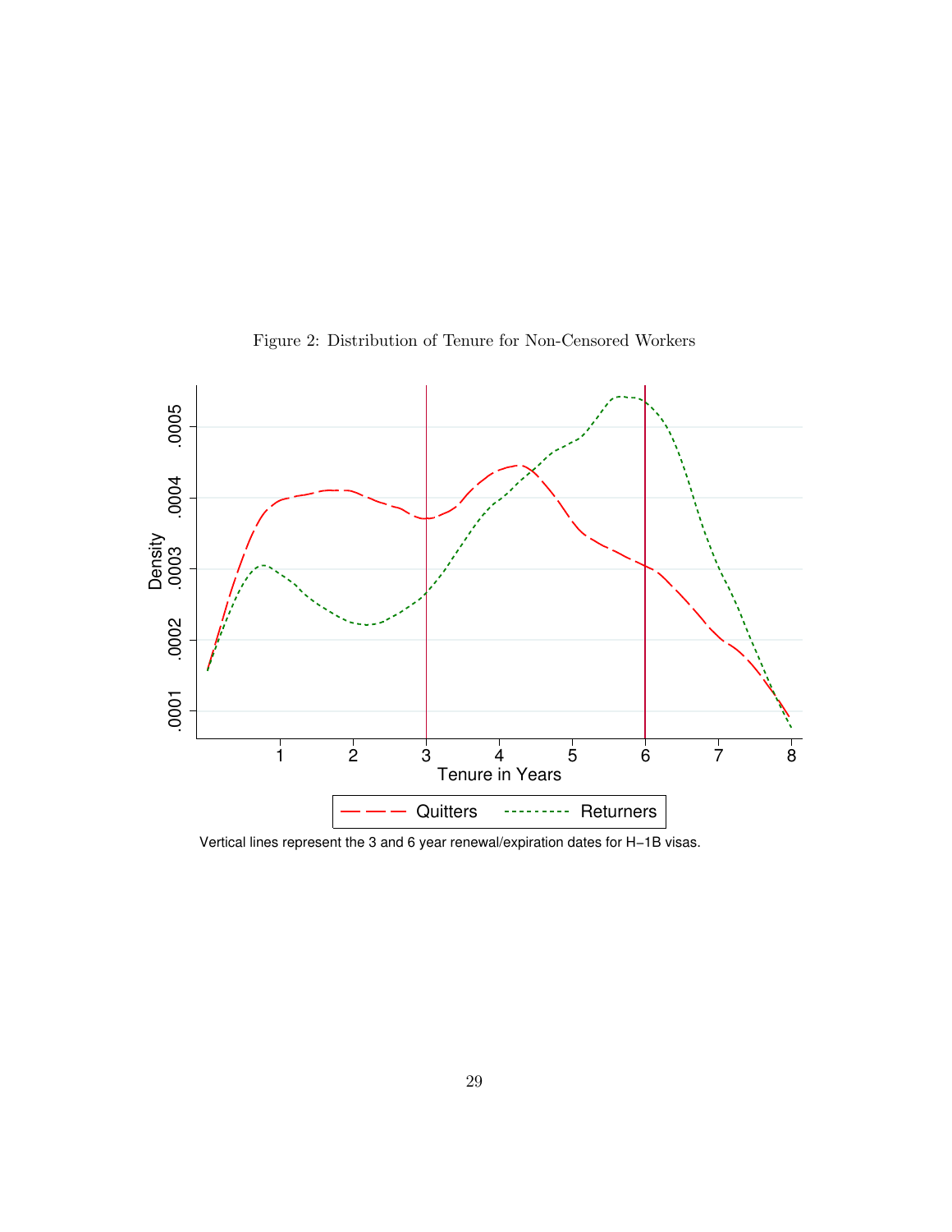Figure 2: Distribution of Tenure for Non-Censored Workers

Vertical lines represent the 3 and 6 year renewal/expiration dates for H−1B visas.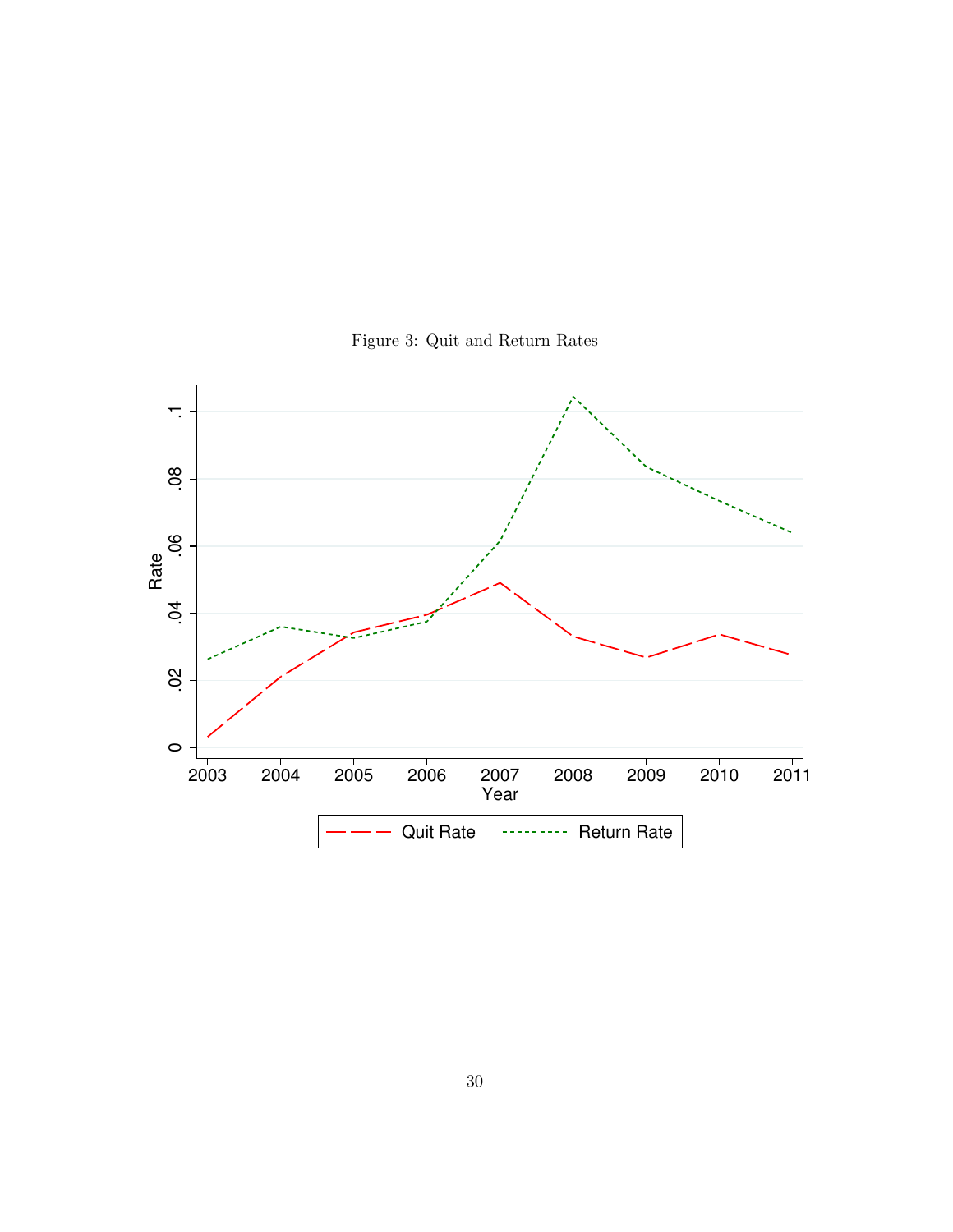Figure 3: Quit and Return Rates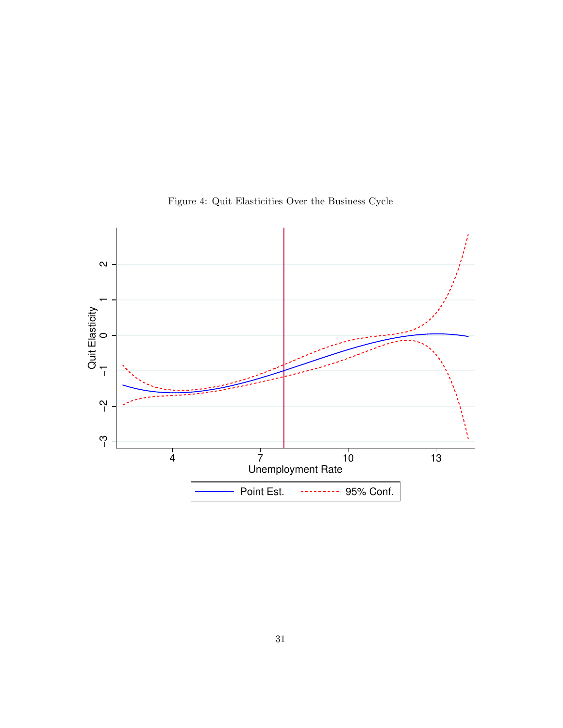Figure 4: Quit Elasticities Over the Business Cycle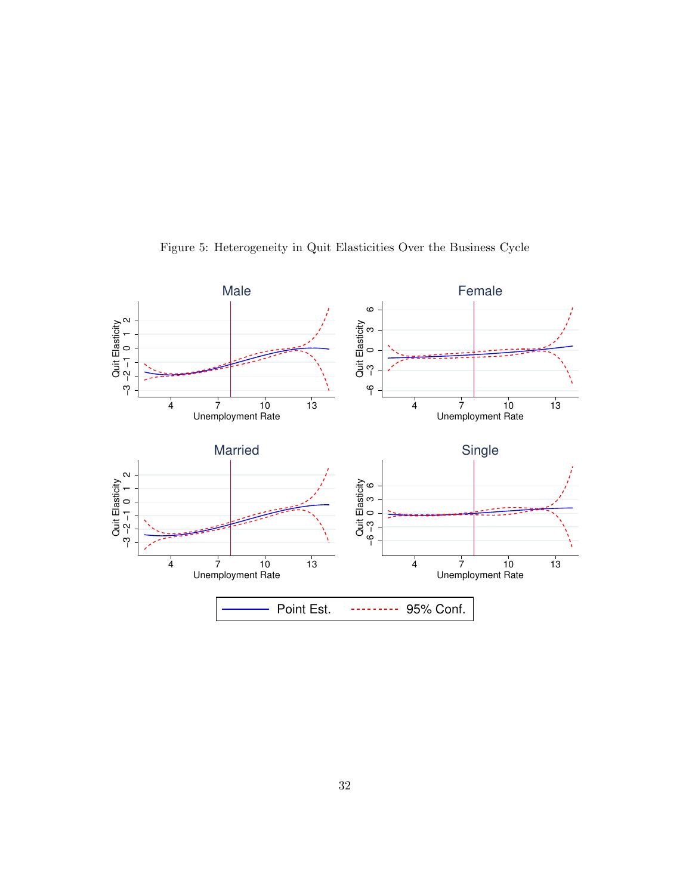Figure 5: Heterogeneity in Quit Elasticities Over the Business Cycle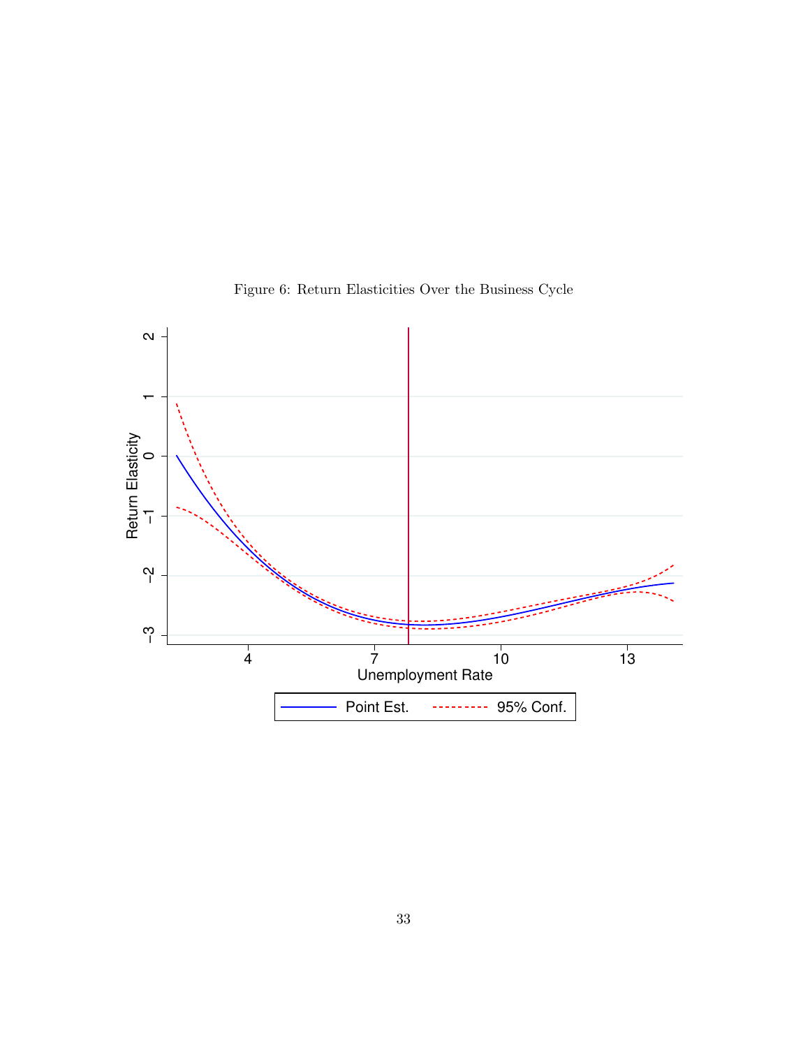Figure 6: Return Elasticities Over the Business Cycle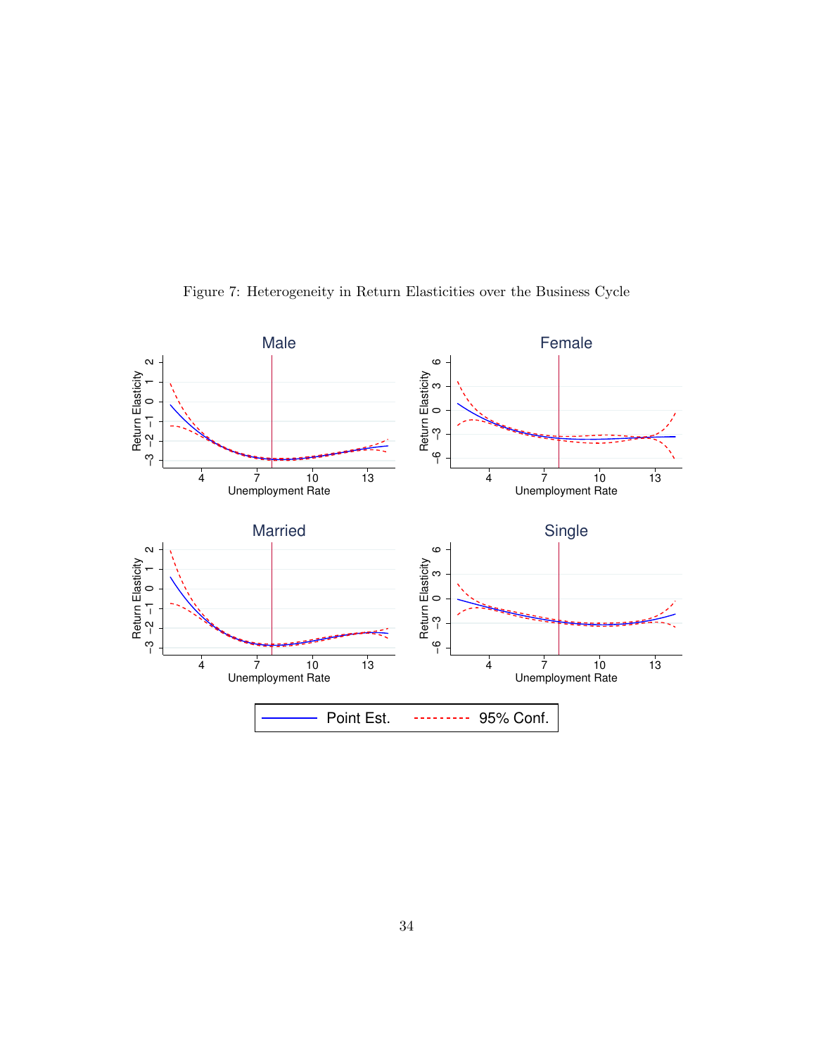Figure 7: Heterogeneity in Return Elasticities over the Business Cycle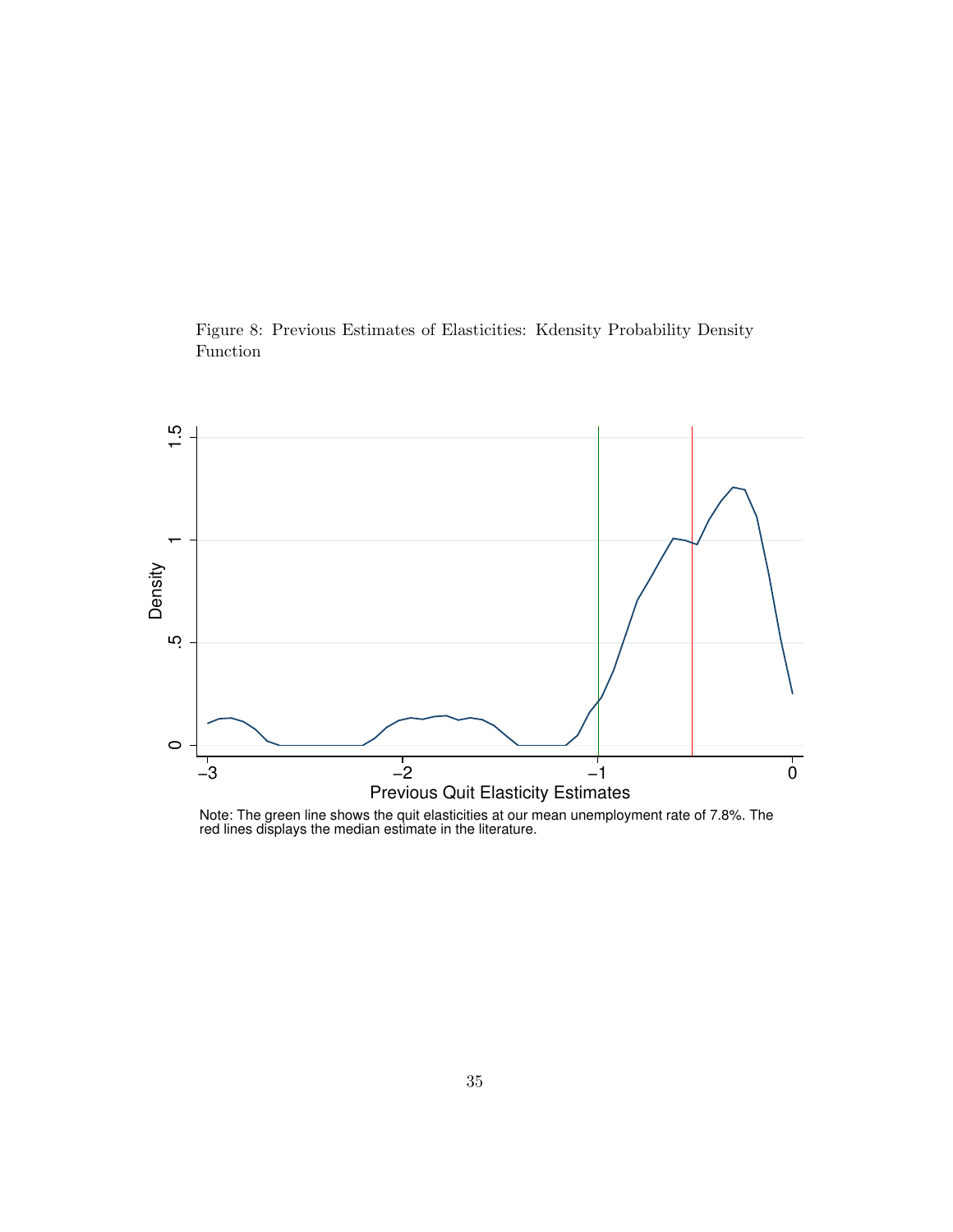Figure 8: Previous Estimates of Elasticities: Kdensity Probability Density Function

Note: The green line shows the quit elasticities at our mean unemployment rate of 7.8%. The red lines displays the median estimate in the literature.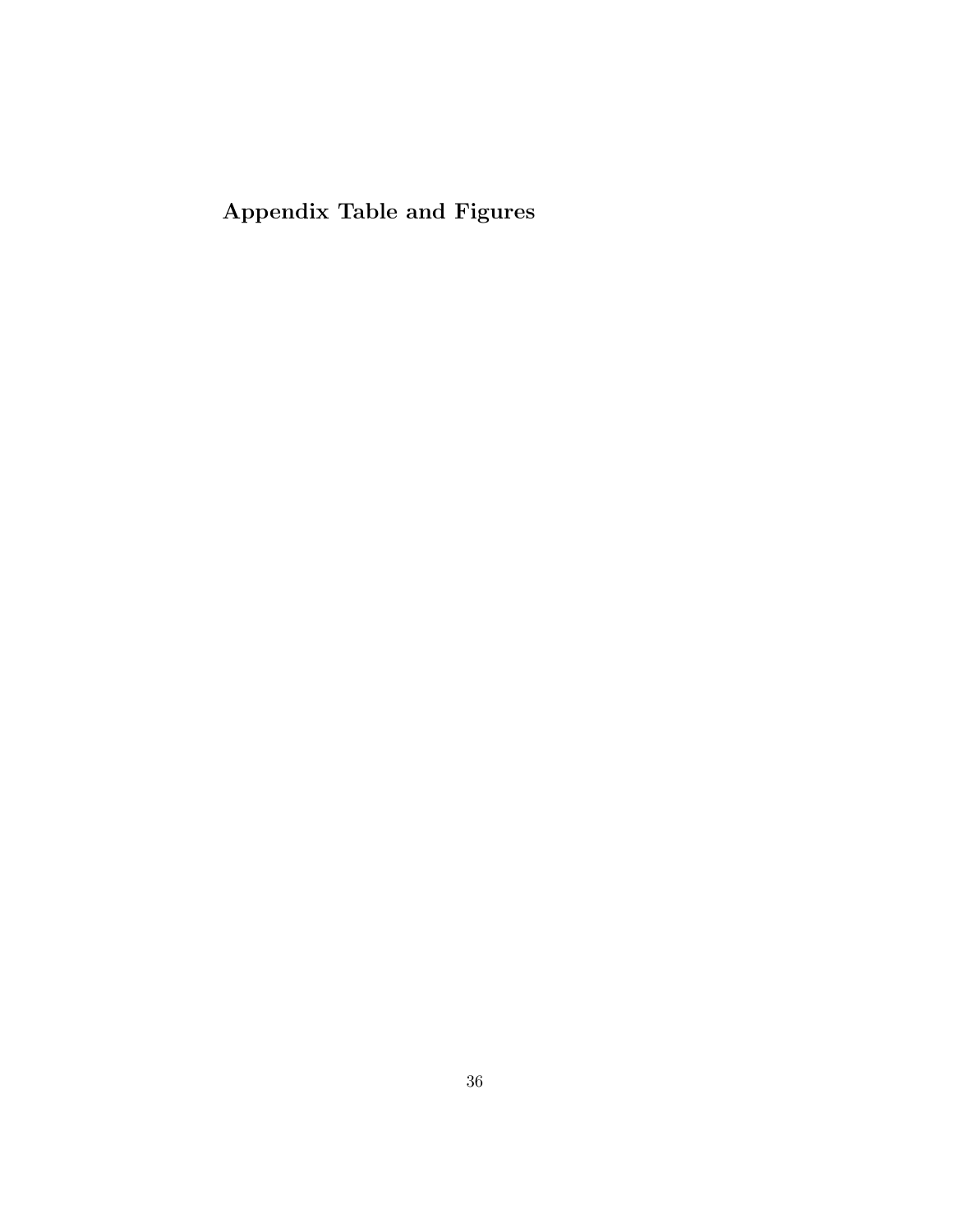## Appendix Table and Figures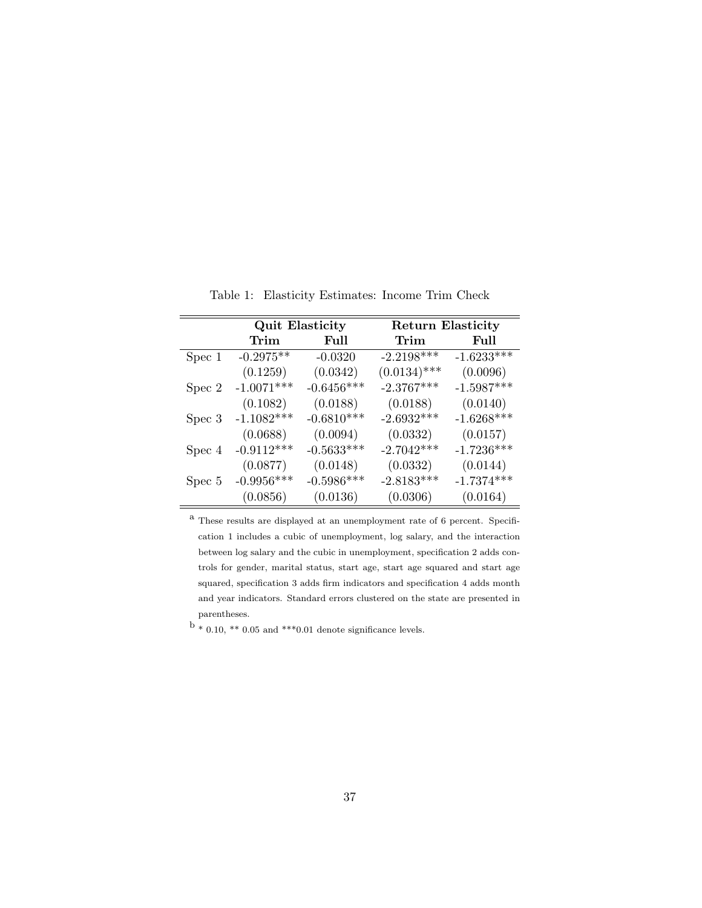Table 1: Elasticity Estimates: Income Trim Check

| | Quit Elasticity | | Return Elasticity | |
|---|---|---|---|---|
| | **Trim** | **Full** | **Trim** | **Full** |
| Spec 1 | -0.2975** | -0.0320 | -2.2198*** | -1.6233*** |
| | (0.1259) | (0.0342) | (0.0134)*** | (0.0096) |
| Spec 2 | -1.0071*** | -0.6456*** | -2.3767*** | -1.5987*** |
| | (0.1082) | (0.0188) | (0.0188) | (0.0140) |
| Spec 3 | -1.1082*** | -0.6810*** | -2.6932*** | -1.6268*** |
| | (0.0688) | (0.0094) | (0.0332) | (0.0157) |
| Spec 4 | -0.9112*** | -0.5633*** | -2.7042*** | -1.7236*** |
| | (0.0877) | (0.0148) | (0.0332) | (0.0144) |
| Spec 5 | -0.9956*** | -0.5986*** | -2.8183*** | -1.7374*** |
| | (0.0856) | (0.0136) | (0.0306) | (0.0164) |

[a] These results are displayed at an unemployment rate of 6 percent. Specification 1 includes a cubic of unemployment, log salary, and the interaction between log salary and the cubic in unemployment, specification 2 adds controls for gender, marital status, start age, start age squared and start age squared, specification 3 adds firm indicators and specification 4 adds month and year indicators. Standard errors clustered on the state are presented in parentheses.

[b] * 0.10, ** 0.05 and ***0.01 denote significance levels.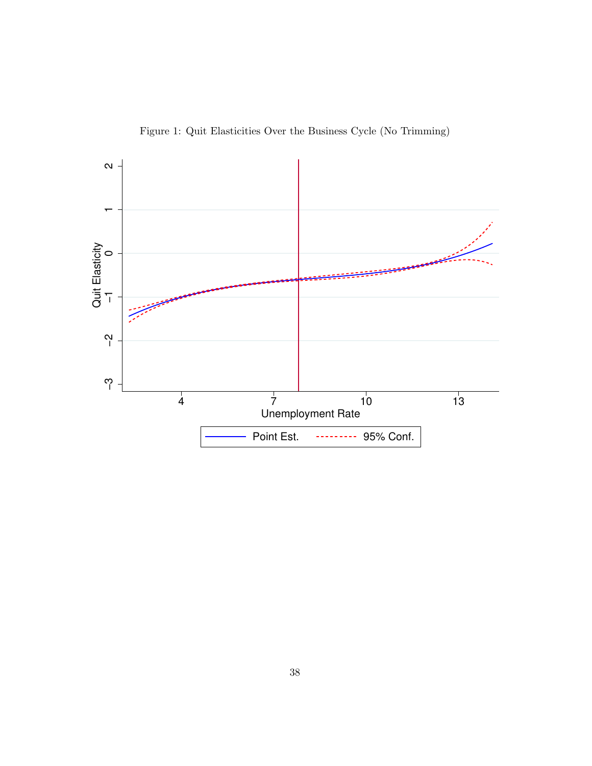Figure 1: Quit Elasticities Over the Business Cycle (No Trimming)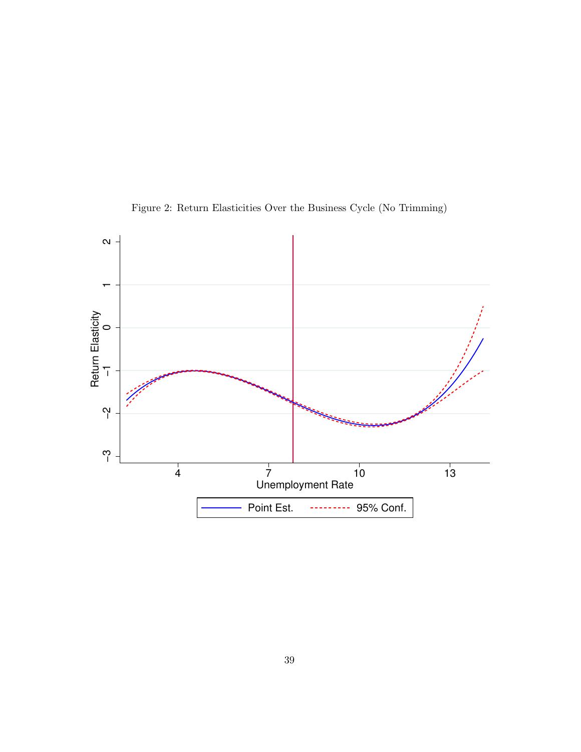Figure 2: Return Elasticities Over the Business Cycle (No Trimming)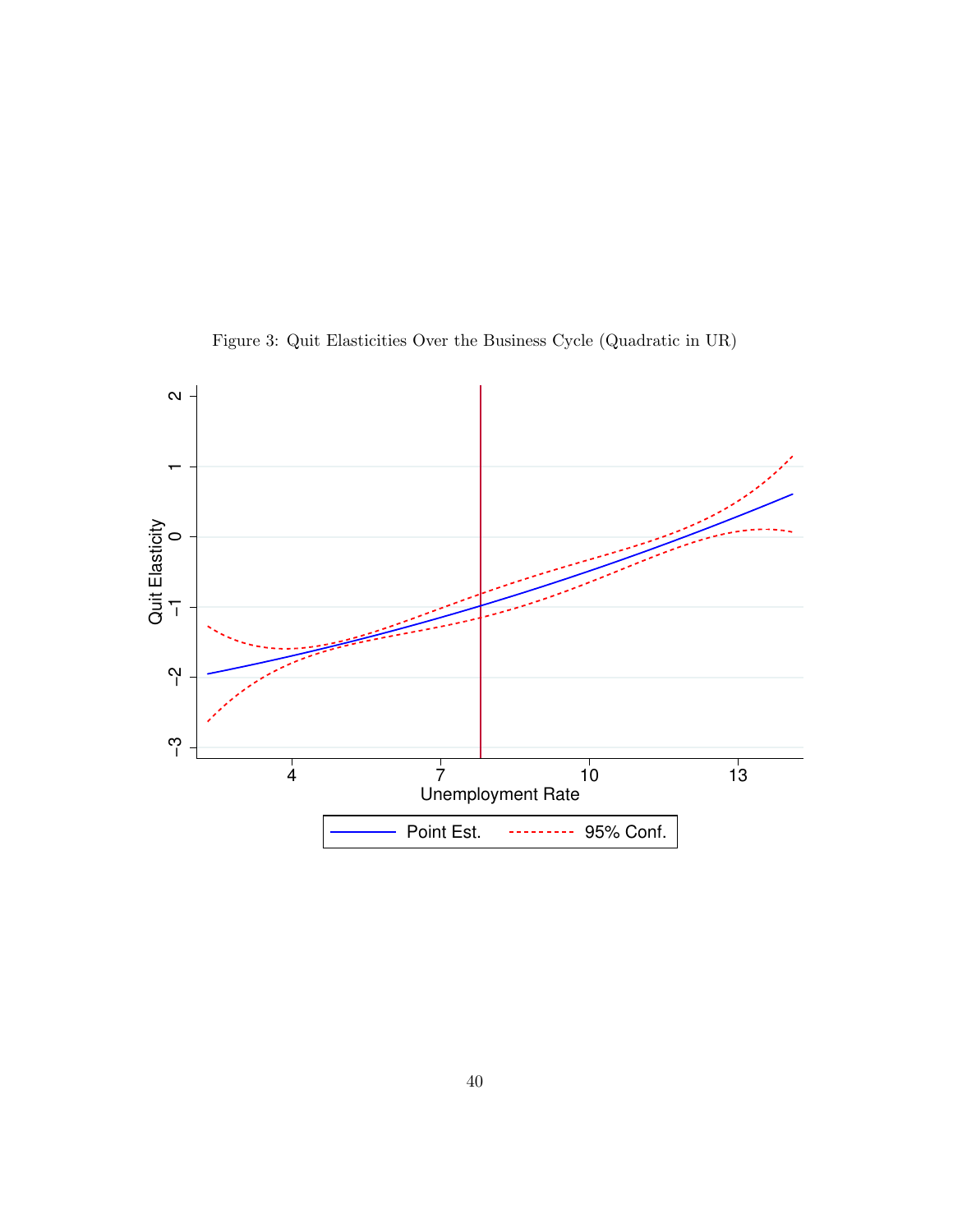Figure 3: Quit Elasticities Over the Business Cycle (Quadratic in UR)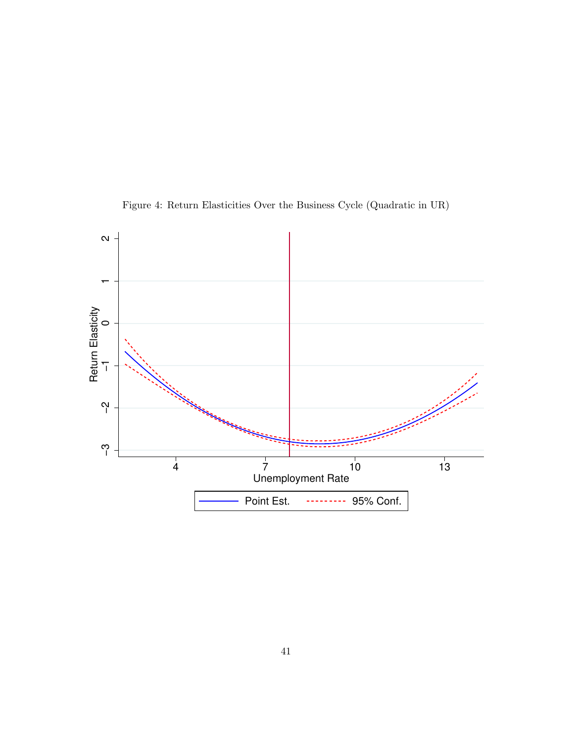Figure 4: Return Elasticities Over the Business Cycle (Quadratic in UR)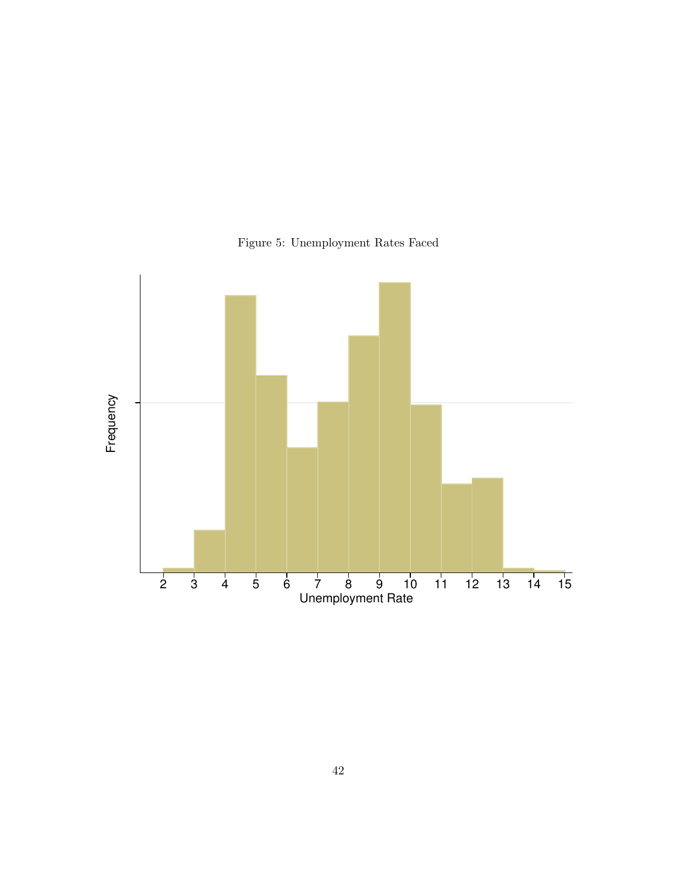Figure 5: Unemployment Rates Faced

Frequency

2
3
4
5
6
7
8
9
10
11
12
13
14
15

Unemployment Rate